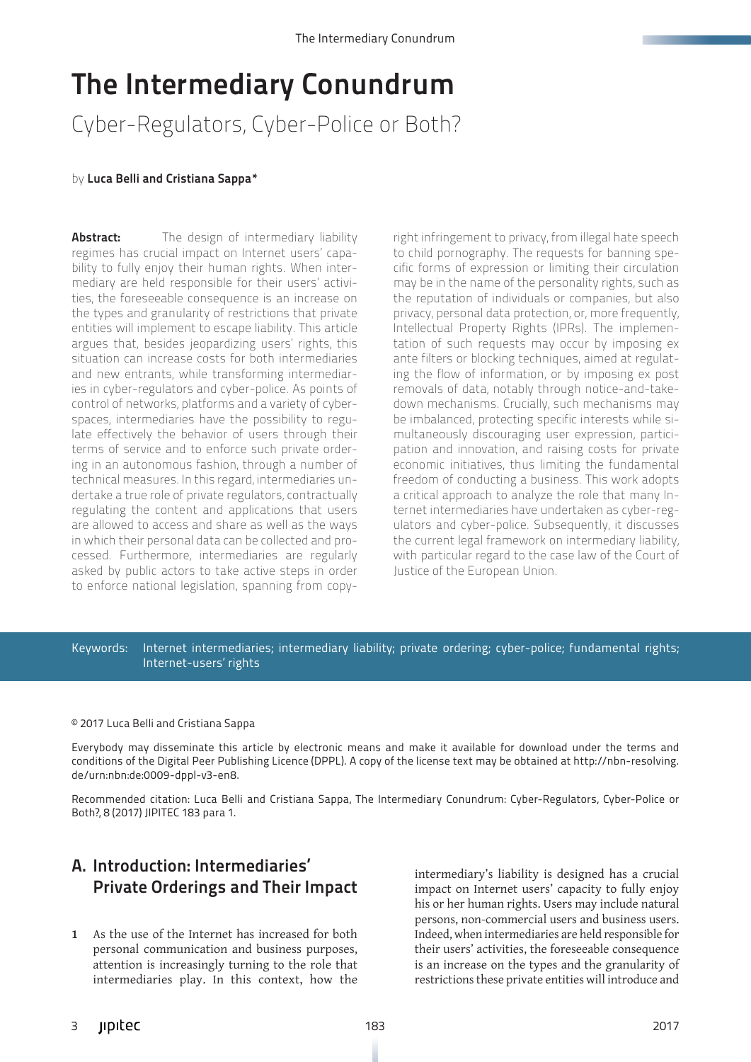# The Intermediary Conundrum

## Cyber-Regulators, Cyber-Police or Both?

by **Luca Belli and Cristiana Sappa***

**Abstract:** The design of intermediary liability regimes has crucial impact on Internet users' capability to fully enjoy their human rights. When intermediary are held responsible for their users' activities, the foreseeable consequence is an increase on the types and granularity of restrictions that private entities will implement to escape liability. This article argues that, besides jeopardizing users' rights, this situation can increase costs for both intermediaries and new entrants, while transforming intermediaries in cyber-regulators and cyber-police. As points of control of networks, platforms and a variety of cyberspaces, intermediaries have the possibility to regulate effectively the behavior of users through their terms of service and to enforce such private ordering in an autonomous fashion, through a number of technical measures. In this regard, intermediaries undertake a true role of private regulators, contractually regulating the content and applications that users are allowed to access and share as well as the ways in which their personal data can be collected and processed. Furthermore, intermediaries are regularly asked by public actors to take active steps in order to enforce national legislation, spanning from copyright infringement to privacy, from illegal hate speech to child pornography. The requests for banning specific forms of expression or limiting their circulation may be in the name of the personality rights, such as the reputation of individuals or companies, but also privacy, personal data protection, or, more frequently, Intellectual Property Rights (IPRs). The implementation of such requests may occur by imposing ex ante filters or blocking techniques, aimed at regulating the flow of information, or by imposing ex post removals of data, notably through notice-and-takedown mechanisms. Crucially, such mechanisms may be imbalanced, protecting specific interests while simultaneously discouraging user expression, participation and innovation, and raising costs for private economic initiatives, thus limiting the fundamental freedom of conducting a business. This work adopts a critical approach to analyze the role that many Internet intermediaries have undertaken as cyber-regulators and cyber-police. Subsequently, it discusses the current legal framework on intermediary liability, with particular regard to the case law of the Court of Justice of the European Union.

Keywords: Internet intermediaries; intermediary liability; private ordering; cyber-police; fundamental rights; Internet-users' rights

© 2017 Luca Belli and Cristiana Sappa

Everybody may disseminate this article by electronic means and make it available for download under the terms and conditions of the Digital Peer Publishing Licence (DPPL). A copy of the license text may be obtained at http://nbn-resolving.de/urn:nbn:de:0009-dppl-v3-en8.

Recommended citation: Luca Belli and Cristiana Sappa, The Intermediary Conundrum: Cyber-Regulators, Cyber-Police or Both?, 8 (2017) JIPITEC 183 para 1.

## A. Introduction: Intermediaries' Private Orderings and Their Impact

1 As the use of the Internet has increased for both personal communication and business purposes, attention is increasingly turning to the role that intermediaries play. In this context, how the intermediary's liability is designed has a crucial impact on Internet users' capacity to fully enjoy his or her human rights. Users may include natural persons, non-commercial users and business users. Indeed, when intermediaries are held responsible for their users' activities, the foreseeable consequence is an increase on the types and the granularity of restrictions these private entities will introduce and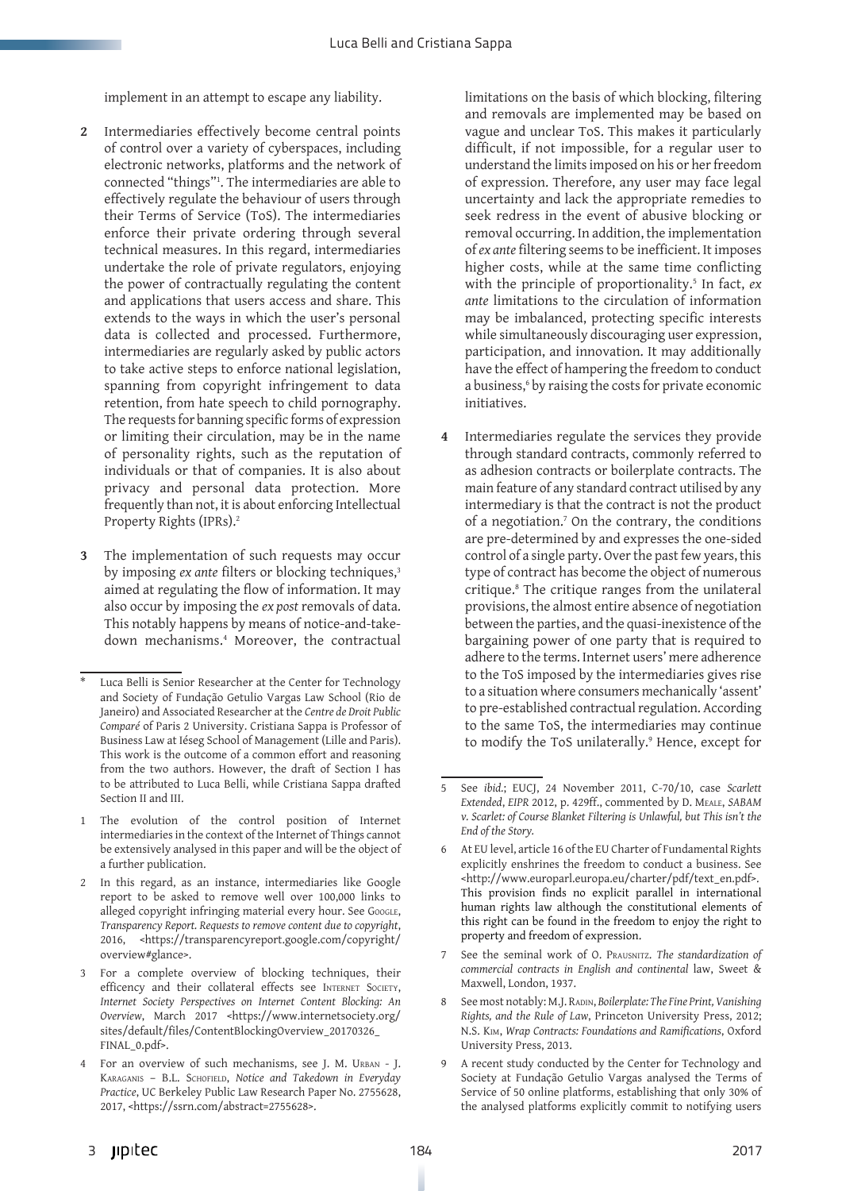implement in an attempt to escape any liability.

**2** Intermediaries effectively become central points of control over a variety of cyberspaces, including electronic networks, platforms and the network of connected "things"[1]. The intermediaries are able to effectively regulate the behaviour of users through their Terms of Service (ToS). The intermediaries enforce their private ordering through several technical measures. In this regard, intermediaries undertake the role of private regulators, enjoying the power of contractually regulating the content and applications that users access and share. This extends to the ways in which the user's personal data is collected and processed. Furthermore, intermediaries are regularly asked by public actors to take active steps to enforce national legislation, spanning from copyright infringement to data retention, from hate speech to child pornography. The requests for banning specific forms of expression or limiting their circulation, may be in the name of personality rights, such as the reputation of individuals or that of companies. It is also about privacy and personal data protection. More frequently than not, it is about enforcing Intellectual Property Rights (IPRs).[2]

**3** The implementation of such requests may occur by imposing *ex ante* filters or blocking techniques,[3] aimed at regulating the flow of information. It may also occur by imposing the *ex post* removals of data. This notably happens by means of notice-and-take-down mechanisms.[4] Moreover, the contractual limitations on the basis of which blocking, filtering and removals are implemented may be based on vague and unclear ToS. This makes it particularly difficult, if not impossible, for a regular user to understand the limits imposed on his or her freedom of expression. Therefore, any user may face legal uncertainty and lack the appropriate remedies to seek redress in the event of abusive blocking or removal occurring. In addition, the implementation of *ex ante* filtering seems to be inefficient. It imposes higher costs, while at the same time conflicting with the principle of proportionality.[5] In fact, *ex ante* limitations to the circulation of information may be imbalanced, protecting specific interests while simultaneously discouraging user expression, participation, and innovation. It may additionally have the effect of hampering the freedom to conduct a business,[6] by raising the costs for private economic initiatives.

**4** Intermediaries regulate the services they provide through standard contracts, commonly referred to as adhesion contracts or boilerplate contracts. The main feature of any standard contract utilised by any intermediary is that the contract is not the product of a negotiation.[7] On the contrary, the conditions are pre-determined by and expresses the one-sided control of a single party. Over the past few years, this type of contract has become the object of numerous critique.[8] The critique ranges from the unilateral provisions, the almost entire absence of negotiation between the parties, and the quasi-inexistence of the bargaining power of one party that is required to adhere to the terms. Internet users' mere adherence to the ToS imposed by the intermediaries gives rise to a situation where consumers mechanically 'assent' to pre-established contractual regulation. According to the same ToS, the intermediaries may continue to modify the ToS unilaterally.[9] Hence, except for

---

\* Luca Belli is Senior Researcher at the Center for Technology and Society of Fundação Getulio Vargas Law School (Rio de Janeiro) and Associated Researcher at the *Centre de Droit Public Comparé* of Paris 2 University. Cristiana Sappa is Professor of Business Law at Iéseg School of Management (Lille and Paris). This work is the outcome of a common effort and reasoning from the two authors. However, the draft of Section I has to be attributed to Luca Belli, while Cristiana Sappa drafted Section II and III.

1 The evolution of the control position of Internet intermediaries in the context of the Internet of Things cannot be extensively analysed in this paper and will be the object of a further publication.

2 In this regard, as an instance, intermediaries like Google report to be asked to remove well over 100,000 links to alleged copyright infringing material every hour. See Google, *Transparency Report. Requests to remove content due to copyright*, 2016, <https://transparencyreport.google.com/copyright/overview#glance>.

3 For a complete overview of blocking techniques, their efficency and their collateral effects see Internet Society, *Internet Society Perspectives on Internet Content Blocking: An Overview*, March 2017 <https://www.internetsociety.org/sites/default/files/ContentBlockingOverview_20170326_FINAL_0.pdf>.

4 For an overview of such mechanisms, see J. M. Urban - J. Karaganis – B.L. Schofield, *Notice and Takedown in Everyday Practice*, UC Berkeley Public Law Research Paper No. 2755628, 2017, <https://ssrn.com/abstract=2755628>.

5 See *ibid*.; EUCJ, 24 November 2011, C-70/10, case *Scarlett Extended*, *EIPR* 2012, p. 429ff., commented by D. Meale, *SABAM v. Scarlet: of Course Blanket Filtering is Unlawful, but This isn't the End of the Story*.

6 At EU level, article 16 of the EU Charter of Fundamental Rights explicitly enshrines the freedom to conduct a business. See <http://www.europarl.europa.eu/charter/pdf/text_en.pdf>. This provision finds no explicit parallel in international human rights law although the constitutional elements of this right can be found in the freedom to enjoy the right to property and freedom of expression.

7 See the seminal work of O. Prausnitz. *The standardization of commercial contracts in English and continental* law, Sweet & Maxwell, London, 1937.

8 See most notably: M.J. Radin, *Boilerplate: The Fine Print, Vanishing Rights, and the Rule of Law*, Princeton University Press, 2012; N.S. Kim, *Wrap Contracts: Foundations and Ramifications*, Oxford University Press, 2013.

9 A recent study conducted by the Center for Technology and Society at Fundação Getulio Vargas analysed the Terms of Service of 50 online platforms, establishing that only 30% of the analysed platforms explicitly commit to notifying users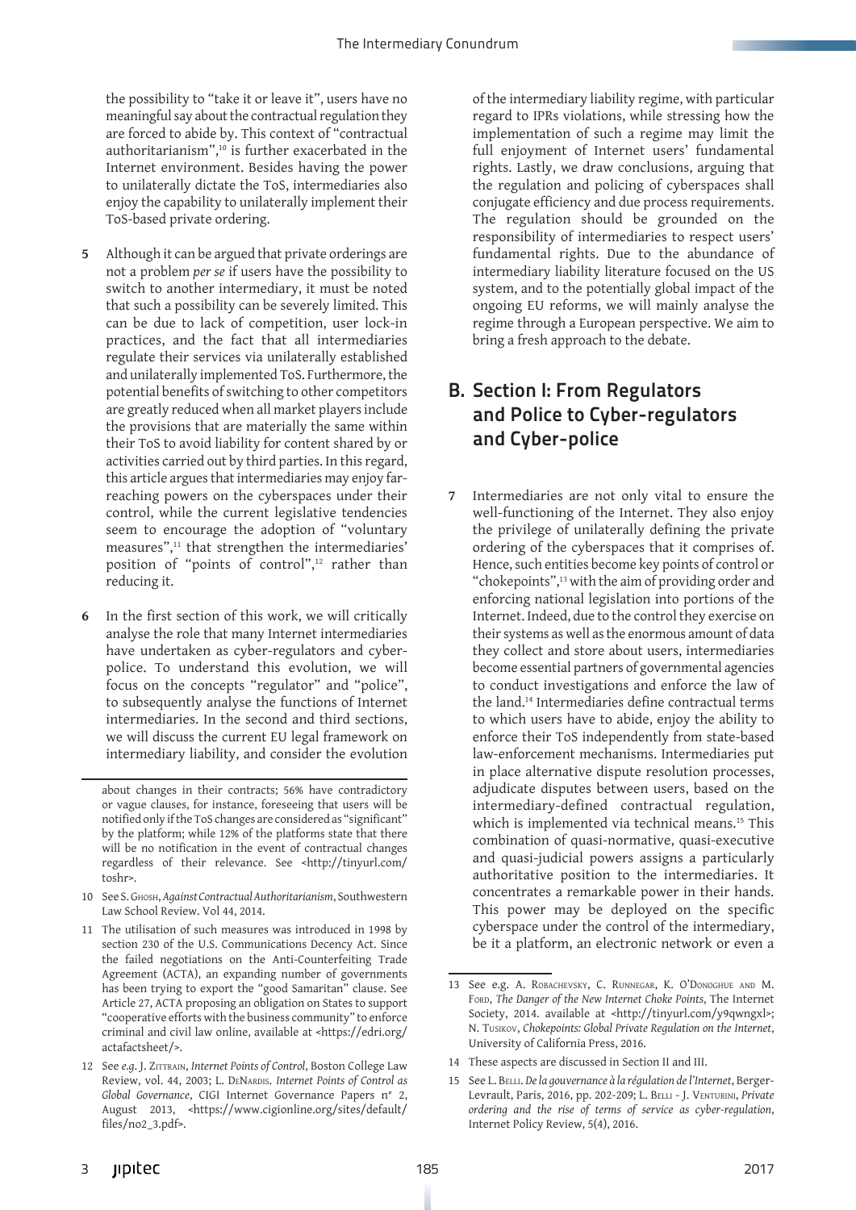the possibility to "take it or leave it", users have no meaningful say about the contractual regulation they are forced to abide by. This context of "contractual authoritarianism",[10] is further exacerbated in the Internet environment. Besides having the power to unilaterally dictate the ToS, intermediaries also enjoy the capability to unilaterally implement their ToS-based private ordering.

**5** Although it can be argued that private orderings are not a problem *per se* if users have the possibility to switch to another intermediary, it must be noted that such a possibility can be severely limited. This can be due to lack of competition, user lock-in practices, and the fact that all intermediaries regulate their services via unilaterally established and unilaterally implemented ToS. Furthermore, the potential benefits of switching to other competitors are greatly reduced when all market players include the provisions that are materially the same within their ToS to avoid liability for content shared by or activities carried out by third parties. In this regard, this article argues that intermediaries may enjoy far-reaching powers on the cyberspaces under their control, while the current legislative tendencies seem to encourage the adoption of "voluntary measures",[11] that strengthen the intermediaries' position of "points of control",[12] rather than reducing it.

**6** In the first section of this work, we will critically analyse the role that many Internet intermediaries have undertaken as cyber-regulators and cyber-police. To understand this evolution, we will focus on the concepts "regulator" and "police", to subsequently analyse the functions of Internet intermediaries. In the second and third sections, we will discuss the current EU legal framework on intermediary liability, and consider the evolution of the intermediary liability regime, with particular regard to IPRs violations, while stressing how the implementation of such a regime may limit the full enjoyment of Internet users' fundamental rights. Lastly, we draw conclusions, arguing that the regulation and policing of cyberspaces shall conjugate efficiency and due process requirements. The regulation should be grounded on the responsibility of intermediaries to respect users' fundamental rights. Due to the abundance of intermediary liability literature focused on the US system, and to the potentially global impact of the ongoing EU reforms, we will mainly analyse the regime through a European perspective. We aim to bring a fresh approach to the debate.

## B. Section I: From Regulators and Police to Cyber-regulators and Cyber-police

**7** Intermediaries are not only vital to ensure the well-functioning of the Internet. They also enjoy the privilege of unilaterally defining the private ordering of the cyberspaces that it comprises of. Hence, such entities become key points of control or "chokepoints",[13] with the aim of providing order and enforcing national legislation into portions of the Internet. Indeed, due to the control they exercise on their systems as well as the enormous amount of data they collect and store about users, intermediaries become essential partners of governmental agencies to conduct investigations and enforce the law of the land.[14] Intermediaries define contractual terms to which users have to abide, enjoy the ability to enforce their ToS independently from state-based law-enforcement mechanisms. Intermediaries put in place alternative dispute resolution processes, adjudicate disputes between users, based on the intermediary-defined contractual regulation, which is implemented via technical means.[15] This combination of quasi-normative, quasi-executive and quasi-judicial powers assigns a particularly authoritative position to the intermediaries. It concentrates a remarkable power in their hands. This power may be deployed on the specific cyberspace under the control of the intermediary, be it a platform, an electronic network or even a

---

about changes in their contracts; 56% have contradictory or vague clauses, for instance, foreseeing that users will be notified only if the ToS changes are considered as "significant" by the platform; while 12% of the platforms state that there will be no notification in the event of contractual changes regardless of their relevance. See <http://tinyurl.com/toshr>.

10 See S. Ghosh, *Against Contractual Authoritarianism*, Southwestern Law School Review. Vol 44, 2014.

11 The utilisation of such measures was introduced in 1998 by section 230 of the U.S. Communications Decency Act. Since the failed negotiations on the Anti-Counterfeiting Trade Agreement (ACTA), an expanding number of governments has been trying to export the "good Samaritan" clause. See Article 27, ACTA proposing an obligation on States to support "cooperative efforts with the business community" to enforce criminal and civil law online, available at <https://edri.org/actafactsheet/>.

12 See *e.g.* J. Zittrain, *Internet Points of Control*, Boston College Law Review, vol. 44, 2003; L. DeNardis. *Internet Points of Control as Global Governance*, CIGI Internet Governance Papers n° 2, August 2013, <https://www.cigionline.org/sites/default/files/no2_3.pdf>.

13 See e.g. A. Robachevsky, C. Runnegar, K. O'Donoghue and M. Ford, *The Danger of the New Internet Choke Points*, The Internet Society, 2014. available at <http://tinyurl.com/y9qwngxl>; N. Tusikov, *Chokepoints: Global Private Regulation on the Internet*, University of California Press, 2016.

14 These aspects are discussed in Section II and III.

15 See L. Belli. *De la gouvernance à la régulation de l'Internet*, Berger-Levrault, Paris, 2016, pp. 202-209; L. Belli - J. Venturini, *Private ordering and the rise of terms of service as cyber-regulation*, Internet Policy Review, 5(4), 2016.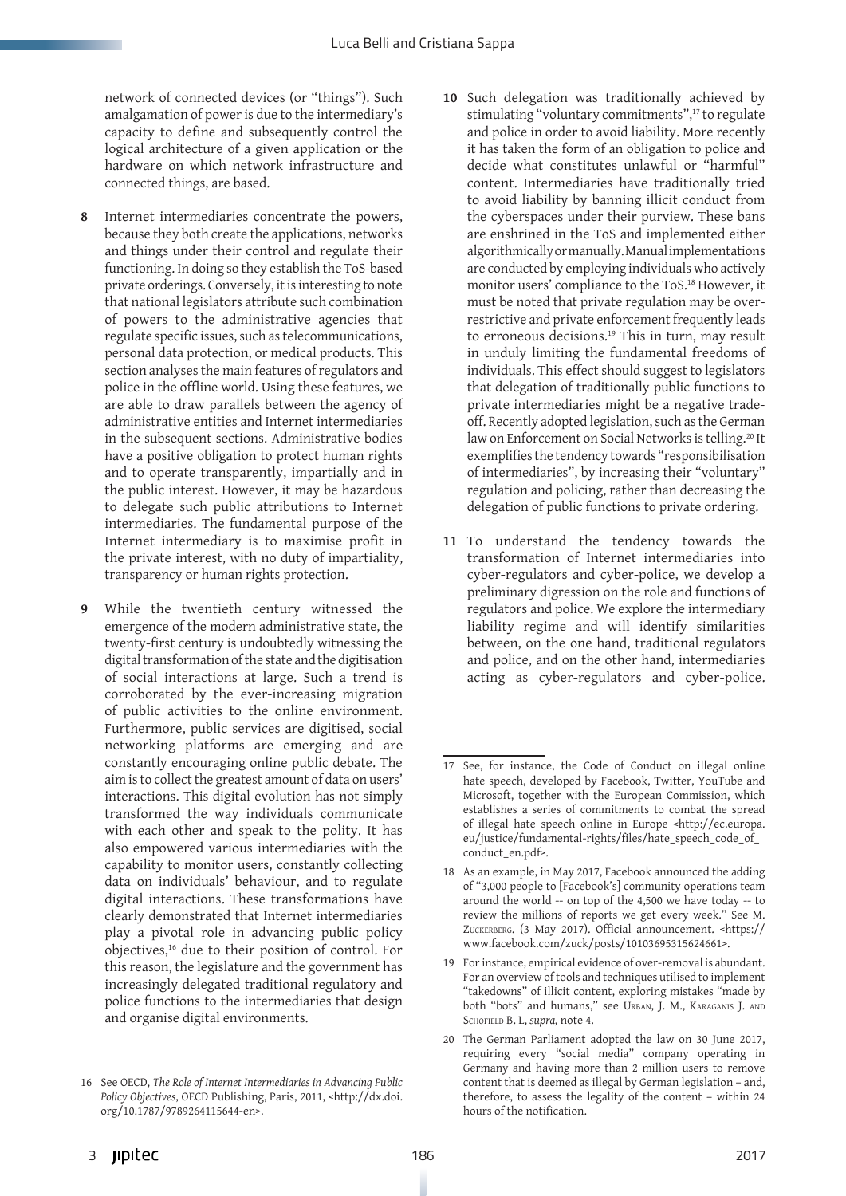network of connected devices (or "things"). Such amalgamation of power is due to the intermediary's capacity to define and subsequently control the logical architecture of a given application or the hardware on which network infrastructure and connected things, are based.

**8** Internet intermediaries concentrate the powers, because they both create the applications, networks and things under their control and regulate their functioning. In doing so they establish the ToS-based private orderings. Conversely, it is interesting to note that national legislators attribute such combination of powers to the administrative agencies that regulate specific issues, such as telecommunications, personal data protection, or medical products. This section analyses the main features of regulators and police in the offline world. Using these features, we are able to draw parallels between the agency of administrative entities and Internet intermediaries in the subsequent sections. Administrative bodies have a positive obligation to protect human rights and to operate transparently, impartially and in the public interest. However, it may be hazardous to delegate such public attributions to Internet intermediaries. The fundamental purpose of the Internet intermediary is to maximise profit in the private interest, with no duty of impartiality, transparency or human rights protection.

**9** While the twentieth century witnessed the emergence of the modern administrative state, the twenty-first century is undoubtedly witnessing the digital transformation of the state and the digitisation of social interactions at large. Such a trend is corroborated by the ever-increasing migration of public activities to the online environment. Furthermore, public services are digitised, social networking platforms are emerging and are constantly encouraging online public debate. The aim is to collect the greatest amount of data on users' interactions. This digital evolution has not simply transformed the way individuals communicate with each other and speak to the polity. It has also empowered various intermediaries with the capability to monitor users, constantly collecting data on individuals' behaviour, and to regulate digital interactions. These transformations have clearly demonstrated that Internet intermediaries play a pivotal role in advancing public policy objectives,[16] due to their position of control. For this reason, the legislature and the government has increasingly delegated traditional regulatory and police functions to the intermediaries that design and organise digital environments.

**10** Such delegation was traditionally achieved by stimulating "voluntary commitments",[17] to regulate and police in order to avoid liability. More recently it has taken the form of an obligation to police and decide what constitutes unlawful or "harmful" content. Intermediaries have traditionally tried to avoid liability by banning illicit conduct from the cyberspaces under their purview. These bans are enshrined in the ToS and implemented either algorithmically or manually. Manual implementations are conducted by employing individuals who actively monitor users' compliance to the ToS.[18] However, it must be noted that private regulation may be over-restrictive and private enforcement frequently leads to erroneous decisions.[19] This in turn, may result in unduly limiting the fundamental freedoms of individuals. This effect should suggest to legislators that delegation of traditionally public functions to private intermediaries might be a negative trade-off. Recently adopted legislation, such as the German law on Enforcement on Social Networks is telling.[20] It exemplifies the tendency towards "responsibilisation of intermediaries", by increasing their "voluntary" regulation and policing, rather than decreasing the delegation of public functions to private ordering.

**11** To understand the tendency towards the transformation of Internet intermediaries into cyber-regulators and cyber-police, we develop a preliminary digression on the role and functions of regulators and police. We explore the intermediary liability regime and will identify similarities between, on the one hand, traditional regulators and police, and on the other hand, intermediaries acting as cyber-regulators and cyber-police.

---

16 See OECD, *The Role of Internet Intermediaries in Advancing Public Policy Objectives*, OECD Publishing, Paris, 2011, <http://dx.doi.org/10.1787/9789264115644-en>.

17 See, for instance, the Code of Conduct on illegal online hate speech, developed by Facebook, Twitter, YouTube and Microsoft, together with the European Commission, which establishes a series of commitments to combat the spread of illegal hate speech online in Europe <http://ec.europa.eu/justice/fundamental-rights/files/hate_speech_code_of_conduct_en.pdf>.

18 As an example, in May 2017, Facebook announced the adding of "3,000 people to [Facebook's] community operations team around the world -- on top of the 4,500 we have today -- to review the millions of reports we get every week." See M. Zuckerberg. (3 May 2017). Official announcement. <https://www.facebook.com/zuck/posts/10103695315624661>.

19 For instance, empirical evidence of over-removal is abundant. For an overview of tools and techniques utilised to implement "takedowns" of illicit content, exploring mistakes "made by both "bots" and humans," see Urban, J. M., Karaganis J. and Schofield B. L, *supra,* note 4.

20 The German Parliament adopted the law on 30 June 2017, requiring every "social media" company operating in Germany and having more than 2 million users to remove content that is deemed as illegal by German legislation – and, therefore, to assess the legality of the content – within 24 hours of the notification.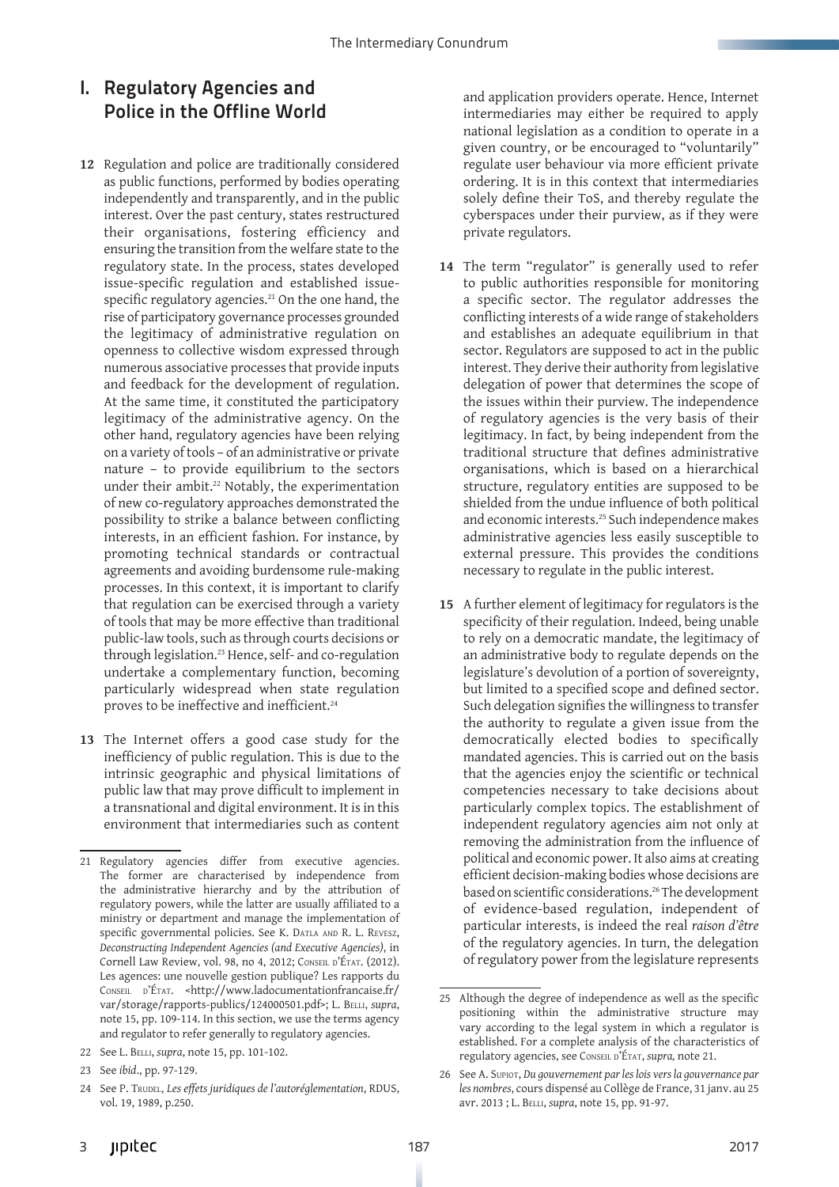## I. Regulatory Agencies and Police in the Offline World

**12** Regulation and police are traditionally considered as public functions, performed by bodies operating independently and transparently, and in the public interest. Over the past century, states restructured their organisations, fostering efficiency and ensuring the transition from the welfare state to the regulatory state. In the process, states developed issue-specific regulation and established issue-specific regulatory agencies.[21] On the one hand, the rise of participatory governance processes grounded the legitimacy of administrative regulation on openness to collective wisdom expressed through numerous associative processes that provide inputs and feedback for the development of regulation. At the same time, it constituted the participatory legitimacy of the administrative agency. On the other hand, regulatory agencies have been relying on a variety of tools – of an administrative or private nature – to provide equilibrium to the sectors under their ambit.[22] Notably, the experimentation of new co-regulatory approaches demonstrated the possibility to strike a balance between conflicting interests, in an efficient fashion. For instance, by promoting technical standards or contractual agreements and avoiding burdensome rule-making processes. In this context, it is important to clarify that regulation can be exercised through a variety of tools that may be more effective than traditional public-law tools, such as through courts decisions or through legislation.[23] Hence, self- and co-regulation undertake a complementary function, becoming particularly widespread when state regulation proves to be ineffective and inefficient.[24]

**13** The Internet offers a good case study for the inefficiency of public regulation. This is due to the intrinsic geographic and physical limitations of public law that may prove difficult to implement in a transnational and digital environment. It is in this environment that intermediaries such as content and application providers operate. Hence, Internet intermediaries may either be required to apply national legislation as a condition to operate in a given country, or be encouraged to "voluntarily" regulate user behaviour via more efficient private ordering. It is in this context that intermediaries solely define their ToS, and thereby regulate the cyberspaces under their purview, as if they were private regulators.

**14** The term "regulator" is generally used to refer to public authorities responsible for monitoring a specific sector. The regulator addresses the conflicting interests of a wide range of stakeholders and establishes an adequate equilibrium in that sector. Regulators are supposed to act in the public interest. They derive their authority from legislative delegation of power that determines the scope of the issues within their purview. The independence of regulatory agencies is the very basis of their legitimacy. In fact, by being independent from the traditional structure that defines administrative organisations, which is based on a hierarchical structure, regulatory entities are supposed to be shielded from the undue influence of both political and economic interests.[25] Such independence makes administrative agencies less easily susceptible to external pressure. This provides the conditions necessary to regulate in the public interest.

**15** A further element of legitimacy for regulators is the specificity of their regulation. Indeed, being unable to rely on a democratic mandate, the legitimacy of an administrative body to regulate depends on the legislature's devolution of a portion of sovereignty, but limited to a specified scope and defined sector. Such delegation signifies the willingness to transfer the authority to regulate a given issue from the democratically elected bodies to specifically mandated agencies. This is carried out on the basis that the agencies enjoy the scientific or technical competencies necessary to take decisions about particularly complex topics. The establishment of independent regulatory agencies aim not only at removing the administration from the influence of political and economic power. It also aims at creating efficient decision-making bodies whose decisions are based on scientific considerations.[26] The development of evidence-based regulation, independent of particular interests, is indeed the real *raison d'être* of the regulatory agencies. In turn, the delegation of regulatory power from the legislature represents

---

21 Regulatory agencies differ from executive agencies. The former are characterised by independence from the administrative hierarchy and by the attribution of regulatory powers, while the latter are usually affiliated to a ministry or department and manage the implementation of specific governmental policies. See K. Datla and R. L. Revesz, *Deconstructing Independent Agencies (and Executive Agencies)*, in Cornell Law Review, vol. 98, no 4, 2012; Conseil d'État. (2012). Les agences: une nouvelle gestion publique? Les rapports du Conseil d'État. <http://www.ladocumentationfrancaise.fr/var/storage/rapports-publics/124000501.pdf>; L. Belli, *supra*, note 15, pp. 109-114. In this section, we use the terms agency and regulator to refer generally to regulatory agencies.

22 See L. Belli, *supra*, note 15, pp. 101-102.

23 See *ibid*., pp. 97-129.

24 See P. Trudel, *Les effets juridiques de l'autoréglementation*, RDUS, vol. 19, 1989, p.250.

25 Although the degree of independence as well as the specific positioning within the administrative structure may vary according to the legal system in which a regulator is established. For a complete analysis of the characteristics of regulatory agencies, see Conseil d'État, *supra*, note 21.

26 See A. Supiot, *Du gouvernement par les lois vers la gouvernance par les nombres*, cours dispensé au Collège de France, 31 janv. au 25 avr. 2013 ; L. Belli, *supra*, note 15, pp. 91-97.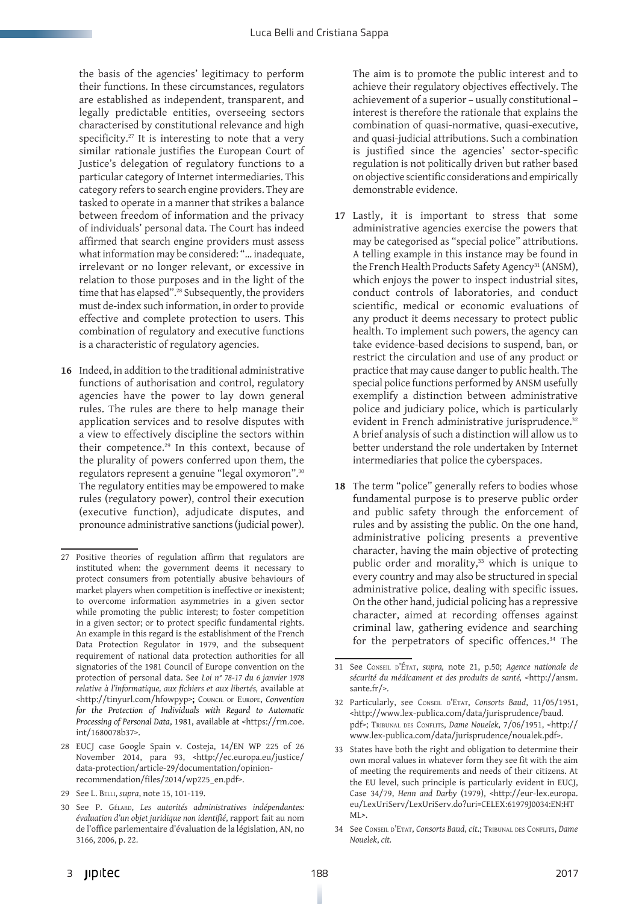the basis of the agencies' legitimacy to perform their functions. In these circumstances, regulators are established as independent, transparent, and legally predictable entities, overseeing sectors characterised by constitutional relevance and high specificity.[27] It is interesting to note that a very similar rationale justifies the European Court of Justice's delegation of regulatory functions to a particular category of Internet intermediaries. This category refers to search engine providers. They are tasked to operate in a manner that strikes a balance between freedom of information and the privacy of individuals' personal data. The Court has indeed affirmed that search engine providers must assess what information may be considered: "... inadequate, irrelevant or no longer relevant, or excessive in relation to those purposes and in the light of the time that has elapsed".[28] Subsequently, the providers must de-index such information, in order to provide effective and complete protection to users. This combination of regulatory and executive functions is a characteristic of regulatory agencies.

**16** Indeed, in addition to the traditional administrative functions of authorisation and control, regulatory agencies have the power to lay down general rules. The rules are there to help manage their application services and to resolve disputes with a view to effectively discipline the sectors within their competence.[29] In this context, because of the plurality of powers conferred upon them, the regulators represent a genuine "legal oxymoron".[30] The regulatory entities may be empowered to make rules (regulatory power), control their execution (executive function), adjudicate disputes, and pronounce administrative sanctions (judicial power). The aim is to promote the public interest and to achieve their regulatory objectives effectively. The achievement of a superior – usually constitutional – interest is therefore the rationale that explains the combination of quasi-normative, quasi-executive, and quasi-judicial attributions. Such a combination is justified since the agencies' sector-specific regulation is not politically driven but rather based on objective scientific considerations and empirically demonstrable evidence.

**17** Lastly, it is important to stress that some administrative agencies exercise the powers that may be categorised as "special police" attributions. A telling example in this instance may be found in the French Health Products Safety Agency[31] (ANSM), which enjoys the power to inspect industrial sites, conduct controls of laboratories, and conduct scientific, medical or economic evaluations of any product it deems necessary to protect public health. To implement such powers, the agency can take evidence-based decisions to suspend, ban, or restrict the circulation and use of any product or practice that may cause danger to public health. The special police functions performed by ANSM usefully exemplify a distinction between administrative police and judiciary police, which is particularly evident in French administrative jurisprudence.[32] A brief analysis of such a distinction will allow us to better understand the role undertaken by Internet intermediaries that police the cyberspaces.

**18** The term "police" generally refers to bodies whose fundamental purpose is to preserve public order and public safety through the enforcement of rules and by assisting the public. On the one hand, administrative policing presents a preventive character, having the main objective of protecting public order and morality,[33] which is unique to every country and may also be structured in special administrative police, dealing with specific issues. On the other hand, judicial policing has a repressive character, aimed at recording offenses against criminal law, gathering evidence and searching for the perpetrators of specific offences.[34] The

---

27 Positive theories of regulation affirm that regulators are instituted when: the government deems it necessary to protect consumers from potentially abusive behaviours of market players when competition is ineffective or inexistent; to overcome information asymmetries in a given sector while promoting the public interest; to foster competition in a given sector; or to protect specific fundamental rights. An example in this regard is the establishment of the French Data Protection Regulator in 1979, and the subsequent requirement of national data protection authorities for all signatories of the 1981 Council of Europe convention on the protection of personal data. See *Loi n° 78-17 du 6 janvier 1978 relative à l'informatique, aux fichiers et aux libertés*, available at <http://tinyurl.com/hfowpyp>; Council of Europe, *Convention for the Protection of Individuals with Regard to Automatic Processing of Personal Data*, 1981, available at <https://rm.coe.int/1680078b37>.

28 EUCJ case Google Spain v. Costeja, 14/EN WP 225 of 26 November 2014, para 93, <http://ec.europa.eu/justice/data-protection/article-29/documentation/opinion-recommendation/files/2014/wp225_en.pdf>.

29 See L. Belli, *supra*, note 15, 101-119.

30 See P. Gélard, *Les autorités administratives indépendantes: évaluation d'un objet juridique non identifié*, rapport fait au nom de l'office parlementaire d'évaluation de la législation, AN, no 3166, 2006, p. 22.

31 See Conseil d'État, *supra*, note 21, p.50; *Agence nationale de sécurité du médicament et des produits de santé*, <http://ansm.sante.fr/>.

32 Particularly, see Conseil d'Etat, *Consorts Baud*, 11/05/1951, <http://www.lex-publica.com/data/jurisprudence/baud.pdf>; Tribunal des Conflits, *Dame Nouelek*, 7/06/1951, <http://www.lex-publica.com/data/jurisprudence/noualek.pdf>.

33 States have both the right and obligation to determine their own moral values in whatever form they see fit with the aim of meeting the requirements and needs of their citizens. At the EU level, such principle is particularly evident in EUCJ, Case 34/79, *Henn and Darby* (1979), <http://eur-lex.europa.eu/LexUriServ/LexUriServ.do?uri=CELEX:61979J0034:EN:HTML>.

34 See Conseil d'Etat, *Consorts Baud*, *cit.*; Tribunal des Conflits, *Dame Nouelek*, *cit.*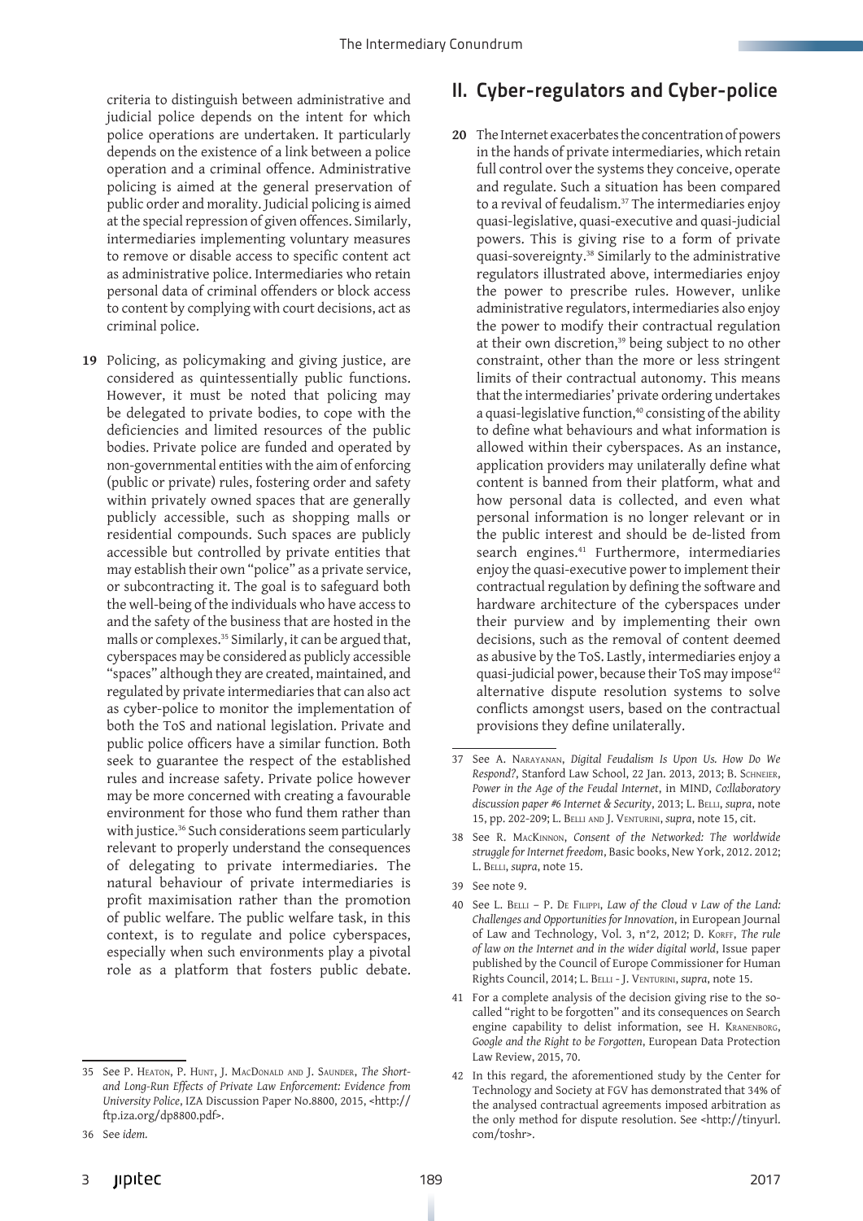criteria to distinguish between administrative and judicial police depends on the intent for which police operations are undertaken. It particularly depends on the existence of a link between a police operation and a criminal offence. Administrative policing is aimed at the general preservation of public order and morality. Judicial policing is aimed at the special repression of given offences. Similarly, intermediaries implementing voluntary measures to remove or disable access to specific content act as administrative police. Intermediaries who retain personal data of criminal offenders or block access to content by complying with court decisions, act as criminal police.

**19** Policing, as policymaking and giving justice, are considered as quintessentially public functions. However, it must be noted that policing may be delegated to private bodies, to cope with the deficiencies and limited resources of the public bodies. Private police are funded and operated by non-governmental entities with the aim of enforcing (public or private) rules, fostering order and safety within privately owned spaces that are generally publicly accessible, such as shopping malls or residential compounds. Such spaces are publicly accessible but controlled by private entities that may establish their own "police" as a private service, or subcontracting it. The goal is to safeguard both the well-being of the individuals who have access to and the safety of the business that are hosted in the malls or complexes.[35] Similarly, it can be argued that, cyberspaces may be considered as publicly accessible "spaces" although they are created, maintained, and regulated by private intermediaries that can also act as cyber-police to monitor the implementation of both the ToS and national legislation. Private and public police officers have a similar function. Both seek to guarantee the respect of the established rules and increase safety. Private police however may be more concerned with creating a favourable environment for those who fund them rather than with justice.[36] Such considerations seem particularly relevant to properly understand the consequences of delegating to private intermediaries. The natural behaviour of private intermediaries is profit maximisation rather than the promotion of public welfare. The public welfare task, in this context, is to regulate and police cyberspaces, especially when such environments play a pivotal role as a platform that fosters public debate.

## II. Cyber-regulators and Cyber-police

**20** The Internet exacerbates the concentration of powers in the hands of private intermediaries, which retain full control over the systems they conceive, operate and regulate. Such a situation has been compared to a revival of feudalism.[37] The intermediaries enjoy quasi-legislative, quasi-executive and quasi-judicial powers. This is giving rise to a form of private quasi-sovereignty.[38] Similarly to the administrative regulators illustrated above, intermediaries enjoy the power to prescribe rules. However, unlike administrative regulators, intermediaries also enjoy the power to modify their contractual regulation at their own discretion,[39] being subject to no other constraint, other than the more or less stringent limits of their contractual autonomy. This means that the intermediaries' private ordering undertakes a quasi-legislative function,[40] consisting of the ability to define what behaviours and what information is allowed within their cyberspaces. As an instance, application providers may unilaterally define what content is banned from their platform, what and how personal data is collected, and even what personal information is no longer relevant or in the public interest and should be de-listed from search engines.[41] Furthermore, intermediaries enjoy the quasi-executive power to implement their contractual regulation by defining the software and hardware architecture of the cyberspaces under their purview and by implementing their own decisions, such as the removal of content deemed as abusive by the ToS. Lastly, intermediaries enjoy a quasi-judicial power, because their ToS may impose[42] alternative dispute resolution systems to solve conflicts amongst users, based on the contractual provisions they define unilaterally.

---

35 See P. Heaton, P. Hunt, J. MacDonald and J. Saunder, *The Short- and Long-Run Effects of Private Law Enforcement: Evidence from University Police*, IZA Discussion Paper No.8800, 2015, <http://ftp.iza.org/dp8800.pdf>.

36 See *idem.*

37 See A. Narayanan, *Digital Feudalism Is Upon Us. How Do We Respond?*, Stanford Law School, 22 Jan. 2013, 2013; B. Schneier, *Power in the Age of the Feudal Internet*, in MIND, *Co:llaboratory discussion paper #6 Internet & Security*, 2013; L. Belli, *supra*, note 15, pp. 202-209; L. Belli and J. Venturini, *supra*, note 15, cit.

38 See R. MacKinnon, *Consent of the Networked: The worldwide struggle for Internet freedom*, Basic books, New York, 2012. 2012; L. Belli, *supra*, note 15.

39 See note 9.

40 See L. Belli – P. De Filippi, *Law of the Cloud v Law of the Land: Challenges and Opportunities for Innovation*, in European Journal of Law and Technology, Vol. 3, n°2, 2012; D. Korff, *The rule of law on the Internet and in the wider digital world*, Issue paper published by the Council of Europe Commissioner for Human Rights Council, 2014; L. Belli - J. Venturini, *supra*, note 15.

41 For a complete analysis of the decision giving rise to the so-called "right to be forgotten" and its consequences on Search engine capability to delist information, see H. Kranenborg, *Google and the Right to be Forgotten*, European Data Protection Law Review, 2015, 70.

42 In this regard, the aforementioned study by the Center for Technology and Society at FGV has demonstrated that 34% of the analysed contractual agreements imposed arbitration as the only method for dispute resolution. See <http://tinyurl.com/toshr>.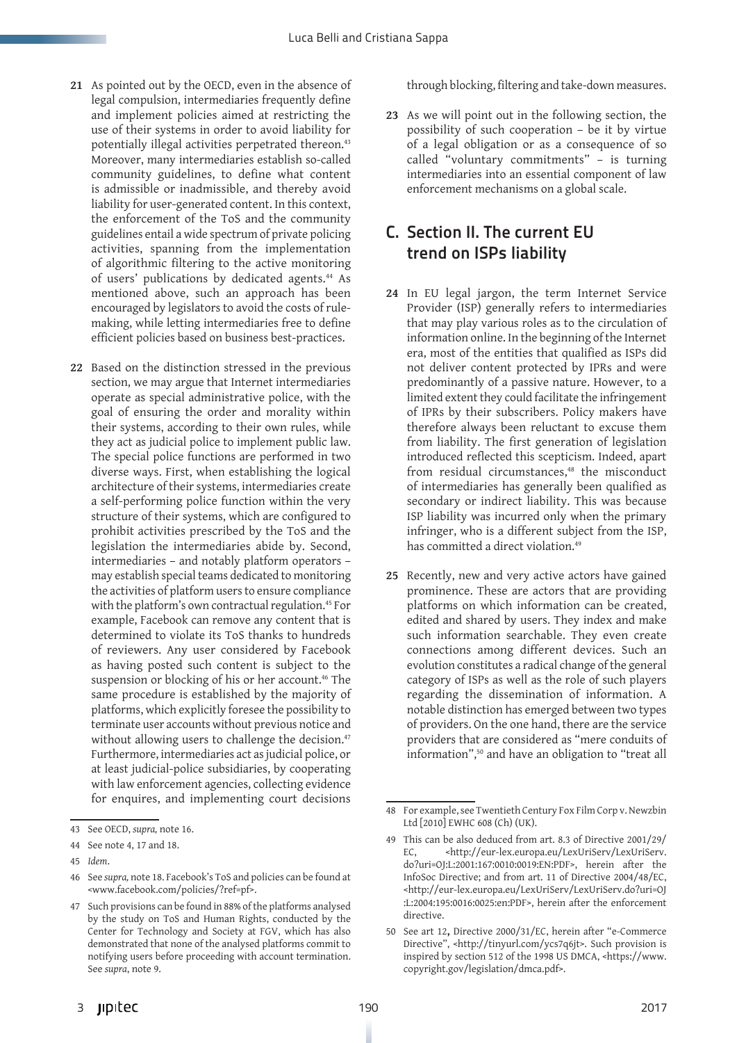**21** As pointed out by the OECD, even in the absence of legal compulsion, intermediaries frequently define and implement policies aimed at restricting the use of their systems in order to avoid liability for potentially illegal activities perpetrated thereon.[43] Moreover, many intermediaries establish so-called community guidelines, to define what content is admissible or inadmissible, and thereby avoid liability for user-generated content. In this context, the enforcement of the ToS and the community guidelines entail a wide spectrum of private policing activities, spanning from the implementation of algorithmic filtering to the active monitoring of users' publications by dedicated agents.[44] As mentioned above, such an approach has been encouraged by legislators to avoid the costs of rule-making, while letting intermediaries free to define efficient policies based on business best-practices.

**22** Based on the distinction stressed in the previous section, we may argue that Internet intermediaries operate as special administrative police, with the goal of ensuring the order and morality within their systems, according to their own rules, while they act as judicial police to implement public law. The special police functions are performed in two diverse ways. First, when establishing the logical architecture of their systems, intermediaries create a self-performing police function within the very structure of their systems, which are configured to prohibit activities prescribed by the ToS and the legislation the intermediaries abide by. Second, intermediaries – and notably platform operators – may establish special teams dedicated to monitoring the activities of platform users to ensure compliance with the platform's own contractual regulation.[45] For example, Facebook can remove any content that is determined to violate its ToS thanks to hundreds of reviewers. Any user considered by Facebook as having posted such content is subject to the suspension or blocking of his or her account.[46] The same procedure is established by the majority of platforms, which explicitly foresee the possibility to terminate user accounts without previous notice and without allowing users to challenge the decision.[47] Furthermore, intermediaries act as judicial police, or at least judicial-police subsidiaries, by cooperating with law enforcement agencies, collecting evidence for enquires, and implementing court decisions through blocking, filtering and take-down measures.

**23** As we will point out in the following section, the possibility of such cooperation – be it by virtue of a legal obligation or as a consequence of so called "voluntary commitments" – is turning intermediaries into an essential component of law enforcement mechanisms on a global scale.

## C. Section II. The current EU trend on ISPs liability

**24** In EU legal jargon, the term Internet Service Provider (ISP) generally refers to intermediaries that may play various roles as to the circulation of information online. In the beginning of the Internet era, most of the entities that qualified as ISPs did not deliver content protected by IPRs and were predominantly of a passive nature. However, to a limited extent they could facilitate the infringement of IPRs by their subscribers. Policy makers have therefore always been reluctant to excuse them from liability. The first generation of legislation introduced reflected this scepticism. Indeed, apart from residual circumstances,[48] the misconduct of intermediaries has generally been qualified as secondary or indirect liability. This was because ISP liability was incurred only when the primary infringer, who is a different subject from the ISP, has committed a direct violation.[49]

**25** Recently, new and very active actors have gained prominence. These are actors that are providing platforms on which information can be created, edited and shared by users. They index and make such information searchable. They even create connections among different devices. Such an evolution constitutes a radical change of the general category of ISPs as well as the role of such players regarding the dissemination of information. A notable distinction has emerged between two types of providers. On the one hand, there are the service providers that are considered as "mere conduits of information",[50] and have an obligation to "treat all

---

43 See OECD, *supra,* note 16.

44 See note 4, 17 and 18.

45 *Idem*.

46 See *supra,* note 18. Facebook's ToS and policies can be found at <www.facebook.com/policies/?ref=pf>.

47 Such provisions can be found in 88% of the platforms analysed by the study on ToS and Human Rights, conducted by the Center for Technology and Society at FGV, which has also demonstrated that none of the analysed platforms commit to notifying users before proceeding with account termination. See *supra*, note 9.

48 For example, see Twentieth Century Fox Film Corp v. Newzbin Ltd [2010] EWHC 608 (Ch) (UK).

49 This can be also deduced from art. 8.3 of Directive 2001/29/EC, <http://eur-lex.europa.eu/LexUriServ/LexUriServ.do?uri=OJ:L:2001:167:0010:0019:EN:PDF>, herein after the InfoSoc Directive; and from art. 11 of Directive 2004/48/EC, <http://eur-lex.europa.eu/LexUriServ/LexUriServ.do?uri=OJ:L:2004:195:0016:0025:en:PDF>, herein after the enforcement directive.

50 See art 12**,** Directive 2000/31/EC, herein after "e-Commerce Directive", <http://tinyurl.com/ycs7q6jt>. Such provision is inspired by section 512 of the 1998 US DMCA, <https://www.copyright.gov/legislation/dmca.pdf>.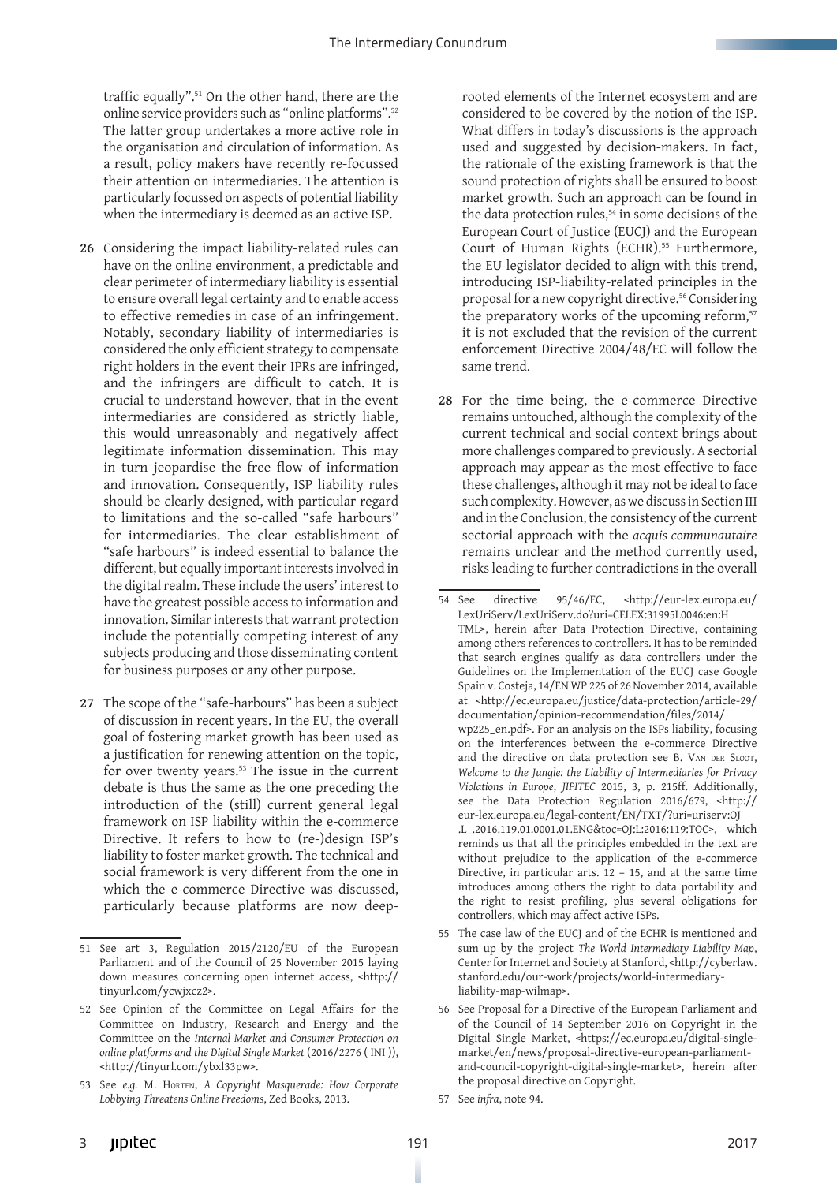traffic equally".[51] On the other hand, there are the online service providers such as "online platforms".[52] The latter group undertakes a more active role in the organisation and circulation of information. As a result, policy makers have recently re-focussed their attention on intermediaries. The attention is particularly focussed on aspects of potential liability when the intermediary is deemed as an active ISP.

**26** Considering the impact liability-related rules can have on the online environment, a predictable and clear perimeter of intermediary liability is essential to ensure overall legal certainty and to enable access to effective remedies in case of an infringement. Notably, secondary liability of intermediaries is considered the only efficient strategy to compensate right holders in the event their IPRs are infringed, and the infringers are difficult to catch. It is crucial to understand however, that in the event intermediaries are considered as strictly liable, this would unreasonably and negatively affect legitimate information dissemination. This may in turn jeopardise the free flow of information and innovation. Consequently, ISP liability rules should be clearly designed, with particular regard to limitations and the so-called "safe harbours" for intermediaries. The clear establishment of "safe harbours" is indeed essential to balance the different, but equally important interests involved in the digital realm. These include the users' interest to have the greatest possible access to information and innovation. Similar interests that warrant protection include the potentially competing interest of any subjects producing and those disseminating content for business purposes or any other purpose.

**27** The scope of the "safe-harbours" has been a subject of discussion in recent years. In the EU, the overall goal of fostering market growth has been used as a justification for renewing attention on the topic, for over twenty years.[53] The issue in the current debate is thus the same as the one preceding the introduction of the (still) current general legal framework on ISP liability within the e-commerce Directive. It refers to how to (re-)design ISP's liability to foster market growth. The technical and social framework is very different from the one in which the e-commerce Directive was discussed, particularly because platforms are now deep-rooted elements of the Internet ecosystem and are considered to be covered by the notion of the ISP. What differs in today's discussions is the approach used and suggested by decision-makers. In fact, the rationale of the existing framework is that the sound protection of rights shall be ensured to boost market growth. Such an approach can be found in the data protection rules,[54] in some decisions of the European Court of Justice (EUCJ) and the European Court of Human Rights (ECHR).[55] Furthermore, the EU legislator decided to align with this trend, introducing ISP-liability-related principles in the proposal for a new copyright directive.[56] Considering the preparatory works of the upcoming reform,[57] it is not excluded that the revision of the current enforcement Directive 2004/48/EC will follow the same trend.

**28** For the time being, the e-commerce Directive remains untouched, although the complexity of the current technical and social context brings about more challenges compared to previously. A sectorial approach may appear as the most effective to face these challenges, although it may not be ideal to face such complexity. However, as we discuss in Section III and in the Conclusion, the consistency of the current sectorial approach with the *acquis communautaire* remains unclear and the method currently used, risks leading to further contradictions in the overall

---

51 See art 3, Regulation 2015/2120/EU of the European Parliament and of the Council of 25 November 2015 laying down measures concerning open internet access, <http://tinyurl.com/ycwjxcz2>.

52 See Opinion of the Committee on Legal Affairs for the Committee on Industry, Research and Energy and the Committee on the *Internal Market and Consumer Protection on online platforms and the Digital Single Market* (2016/2276 ( INI )), <http://tinyurl.com/ybxl33pw>.

53 See *e.g.* M. Horten, *A Copyright Masquerade: How Corporate Lobbying Threatens Online Freedoms*, Zed Books, 2013.

54 See directive 95/46/EC, <http://eur-lex.europa.eu/LexUriServ/LexUriServ.do?uri=CELEX:31995L0046:en:HTML>, herein after Data Protection Directive, containing among others references to controllers. It has to be reminded that search engines qualify as data controllers under the Guidelines on the Implementation of the EUCJ case Google Spain v. Costeja, 14/EN WP 225 of 26 November 2014, available at <http://ec.europa.eu/justice/data-protection/article-29/documentation/opinion-recommendation/files/2014/wp225_en.pdf>. For an analysis on the ISPs liability, focusing on the interferences between the e-commerce Directive and the directive on data protection see B. Van der Sloot, *Welcome to the Jungle: the Liability of Intermediaries for Privacy Violations in Europe*, *JIPITEC* 2015, 3, p. 215ff. Additionally, see the Data Protection Regulation 2016/679, <http://eur-lex.europa.eu/legal-content/EN/TXT/?uri=uriserv:OJ.L_.2016.119.01.0001.01.ENG&toc=OJ:L:2016:119:TOC>, which reminds us that all the principles embedded in the text are without prejudice to the application of the e-commerce Directive, in particular arts. 12 – 15, and at the same time introduces among others the right to data portability and the right to resist profiling, plus several obligations for controllers, which may affect active ISPs.

55 The case law of the EUCJ and of the ECHR is mentioned and sum up by the project *The World Intermediaty Liability Map*, Center for Internet and Society at Stanford, <http://cyberlaw.stanford.edu/our-work/projects/world-intermediary-liability-map-wilmap>.

56 See Proposal for a Directive of the European Parliament and of the Council of 14 September 2016 on Copyright in the Digital Single Market, <https://ec.europa.eu/digital-single-market/en/news/proposal-directive-european-parliament-and-council-copyright-digital-single-market>, herein after the proposal directive on Copyright.

57 See *infra*, note 94.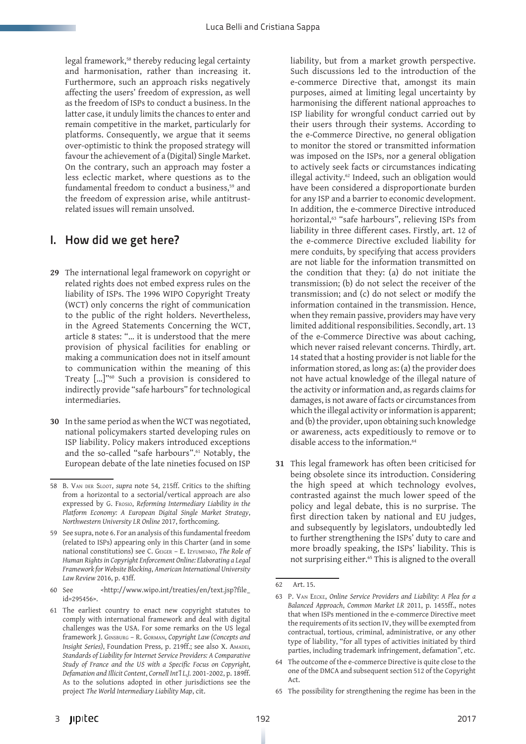legal framework,[58] thereby reducing legal certainty and harmonisation, rather than increasing it. Furthermore, such an approach risks negatively affecting the users' freedom of expression, as well as the freedom of ISPs to conduct a business. In the latter case, it unduly limits the chances to enter and remain competitive in the market, particularly for platforms. Consequently, we argue that it seems over-optimistic to think the proposed strategy will favour the achievement of a (Digital) Single Market. On the contrary, such an approach may foster a less eclectic market, where questions as to the fundamental freedom to conduct a business,[59] and the freedom of expression arise, while antitrust-related issues will remain unsolved.

## I. How did we get here?

**29** The international legal framework on copyright or related rights does not embed express rules on the liability of ISPs. The 1996 WIPO Copyright Treaty (WCT) only concerns the right of communication to the public of the right holders. Nevertheless, in the Agreed Statements Concerning the WCT, article 8 states: "... it is understood that the mere provision of physical facilities for enabling or making a communication does not in itself amount to communication within the meaning of this Treaty [...]"[60] Such a provision is considered to indirectly provide "safe harbours" for technological intermediaries.

**30** In the same period as when the WCT was negotiated, national policymakers started developing rules on ISP liability. Policy makers introduced exceptions and the so-called "safe harbours".[61] Notably, the European debate of the late nineties focused on ISP liability, but from a market growth perspective. Such discussions led to the introduction of the e-commerce Directive that, amongst its main purposes, aimed at limiting legal uncertainty by harmonising the different national approaches to ISP liability for wrongful conduct carried out by their users through their systems. According to the e-Commerce Directive, no general obligation to monitor the stored or transmitted information was imposed on the ISPs, nor a general obligation to actively seek facts or circumstances indicating illegal activity.[62] Indeed, such an obligation would have been considered a disproportionate burden for any ISP and a barrier to economic development. In addition, the e-commerce Directive introduced horizontal,[63] "safe harbours", relieving ISPs from liability in three different cases. Firstly, art. 12 of the e-commerce Directive excluded liability for mere conduits, by specifying that access providers are not liable for the information transmitted on the condition that they: (a) do not initiate the transmission; (b) do not select the receiver of the transmission; and (c) do not select or modify the information contained in the transmission. Hence, when they remain passive, providers may have very limited additional responsibilities. Secondly, art. 13 of the e-Commerce Directive was about caching, which never raised relevant concerns. Thirdly, art. 14 stated that a hosting provider is not liable for the information stored, as long as: (a) the provider does not have actual knowledge of the illegal nature of the activity or information and, as regards claims for damages, is not aware of facts or circumstances from which the illegal activity or information is apparent; and (b) the provider, upon obtaining such knowledge or awareness, acts expeditiously to remove or to disable access to the information.[64]

**31** This legal framework has often been criticised for being obsolete since its introduction. Considering the high speed at which technology evolves, contrasted against the much lower speed of the policy and legal debate, this is no surprise. The first direction taken by national and EU judges, and subsequently by legislators, undoubtedly led to further strengthening the ISPs' duty to care and more broadly speaking, the ISPs' liability. This is not surprising either.[65] This is aligned to the overall

---

58 B. Van der Sloot, *supra* note 54, 215ff. Critics to the shifting from a horizontal to a sectorial/vertical approach are also expressed by G. Frosio, *Reforming Intermediary Liability in the Platform Economy: A European Digital Single Market Strategy*, *Northwestern University LR Online* 2017, forthcoming.

59 See supra, note 6. For an analysis of this fundamental freedom (related to ISPs) appearing only in this Charter (and in some national constitutions) see C. Geiger – E. Izyumenko, *The Role of Human Rights in Copyright Enforcement Online: Elaborating a Legal Framework for Website Blocking*, *American International University Law Review* 2016, p. 43ff.

60 See <http://www.wipo.int/treaties/en/text.jsp?file_id=295456>.

61 The earliest country to enact new copyright statutes to comply with international framework and deal with digital challenges was the USA. For some remarks on the US legal framework J. Ginsburg – R. Gorman, *Copyright Law (Concepts and Insight Series)*, Foundation Press, p. 219ff.; see also X. Amadei, *Standards of Liability for Internet Service Providers: A Comparative Study of France and the US with a Specific Focus on Copyright, Defamation and Illicit Content*, *Cornell Int'l L.J.* 2001-2002, p. 189ff. As to the solutions adopted in other jurisdictions see the project *The World Intermediary Liability Map*, cit.

62 Art. 15.

63 P. Van Eecke, *Online Service Providers and Liability: A Plea for a Balanced Approach*, *Common Market LR* 2011, p. 1455ff., notes that when ISPs mentioned in the e-commerce Directive meet the requirements of its section IV, they will be exempted from contractual, tortious, criminal, administrative, or any other type of liability, "for all types of activities initiated by third parties, including trademark infringement, defamation", etc.

64 The outcome of the e-commerce Directive is quite close to the one of the DMCA and subsequent section 512 of the Copyright Act.

65 The possibility for strengthening the regime has been in the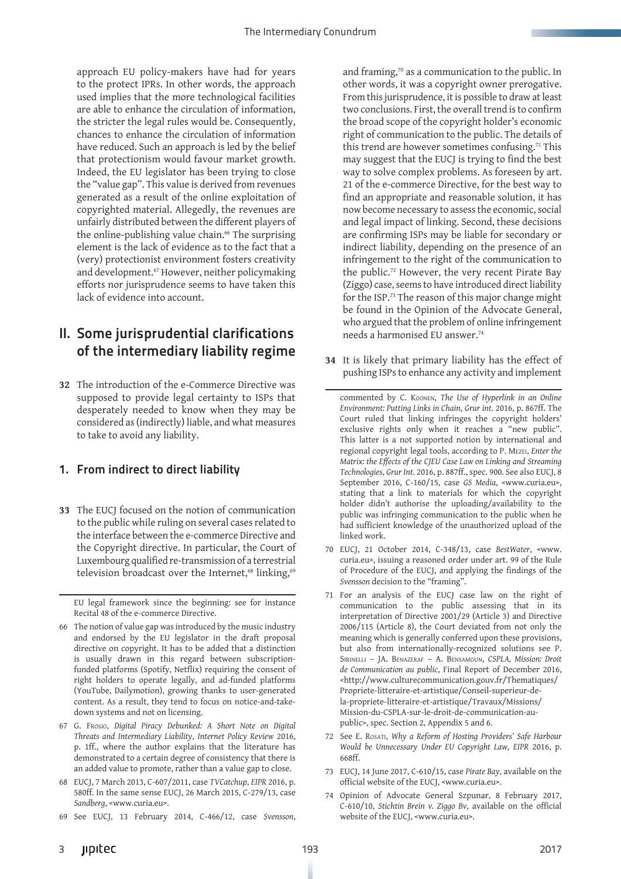approach EU policy-makers have had for years to the protect IPRs. In other words, the approach used implies that the more technological facilities are able to enhance the circulation of information, the stricter the legal rules would be. Consequently, chances to enhance the circulation of information have reduced. Such an approach is led by the belief that protectionism would favour market growth. Indeed, the EU legislator has been trying to close the "value gap". This value is derived from revenues generated as a result of the online exploitation of copyrighted material. Allegedly, the revenues are unfairly distributed between the different players of the online-publishing value chain.[66] The surprising element is the lack of evidence as to the fact that a (very) protectionist environment fosters creativity and development.[67] However, neither policymaking efforts nor jurisprudence seems to have taken this lack of evidence into account.

## II. Some jurisprudential clarifications of the intermediary liability regime

**32** The introduction of the e-Commerce Directive was supposed to provide legal certainty to ISPs that desperately needed to know when they may be considered as (indirectly) liable, and what measures to take to avoid any liability.

### 1. From indirect to direct liability

**33** The EUCJ focused on the notion of communication to the public while ruling on several cases related to the interface between the e-commerce Directive and the Copyright directive. In particular, the Court of Luxembourg qualified re-transmission of a terrestrial television broadcast over the Internet,[68] linking,[69] and framing,[70] as a communication to the public. In other words, it was a copyright owner prerogative. From this jurisprudence, it is possible to draw at least two conclusions. First, the overall trend is to confirm the broad scope of the copyright holder's economic right of communication to the public. The details of this trend are however sometimes confusing.[71] This may suggest that the EUCJ is trying to find the best way to solve complex problems. As foreseen by art. 21 of the e-commerce Directive, for the best way to find an appropriate and reasonable solution, it has now become necessary to assess the economic, social and legal impact of linking. Second, these decisions are confirming ISPs may be liable for secondary or indirect liability, depending on the presence of an infringement to the right of the communication to the public.[72] However, the very recent Pirate Bay (Ziggo) case, seems to have introduced direct liability for the ISP.[73] The reason of this major change might be found in the Opinion of the Advocate General, who argued that the problem of online infringement needs a harmonised EU answer.[74]

**34** It is likely that primary liability has the effect of pushing ISPs to enhance any activity and implement

---

EU legal framework since the beginning: see for instance Recital 48 of the e-commerce Directive.

66 The notion of value gap was introduced by the music industry and endorsed by the EU legislator in the draft proposal directive on copyright. It has to be added that a distinction is usually drawn in this regard between subscription-funded platforms (Spotify, Netflix) requiring the consent of right holders to operate legally, and ad-funded platforms (YouTube, Dailymotion), growing thanks to user-generated content. As a result, they tend to focus on notice-and-take-down systems and not on licensing.

67 G. Frosio, *Digital Piracy Debunked: A Short Note on Digital Threats and Intermediary Liability*, *Internet Policy Review* 2016, p. 1ff., where the author explains that the literature has demonstrated to a certain degree of consistency that there is an added value to promote, rather than a value gap to close.

68 EUCJ, 7 March 2013, C-607/2011, case *TVCatchup*, *EIPR* 2016, p. 580ff. In the same sense EUCJ, 26 March 2015, C-279/13, case *Sandberg*, <www.curia.eu>.

69 See EUCJ, 13 February 2014, C-466/12, case *Svensson*, commented by C. Koonen, *The Use of Hyperlink in an Online Environment: Putting Links in Chain*, *Grur int.* 2016, p. 867ff. The Court ruled that linking infringes the copyright holders' exclusive rights only when it reaches a "new public". This latter is a not supported notion by international and regional copyright legal tools, according to P. Mezei, *Enter the Matrix: the Effects of the CJEU Case Law on Linking and Streaming Technologies*, *Grur Int.* 2016, p. 887ff., spec. 900. See also EUCJ, 8 September 2016, C-160/15, case *GS Media*, <www.curia.eu>, stating that a link to materials for which the copyright holder didn't authorise the uploading/availability to the public was infringing communication to the public when he had sufficient knowledge of the unauthorized upload of the linked work.

70 EUCJ, 21 October 2014, C-348/13, case *BestWater*, <www.curia.eu>, issuing a reasoned order under art. 99 of the Rule of Procedure of the EUCJ, and applying the findings of the *Svensson* decision to the "framing".

71 For an analysis of the EUCJ case law on the right of communication to the public assessing that in its interpretation of Directive 2001/29 (Article 3) and Directive 2006/115 (Article 8), the Court deviated from not only the meaning which is generally conferred upon these provisions, but also from internationally-recognized solutions see P. Sirinelli – JA. Benazeraf – A. Bensamoun, *CSPLA, Mission: Droit de Communication au public*, Final Report of December 2016, <http://www.culturecommunication.gouv.fr/Thematiques/Propriete-litteraire-et-artistique/Conseil-superieur-de-la-propriete-litteraire-et-artistique/Travaux/Missions/Mission-du-CSPLA-sur-le-droit-de-communication-au-public>, spec. Section 2, Appendix 5 and 6.

72 See E. Rosati, *Why a Reform of Hosting Providers' Safe Harbour Would be Unnecessary Under EU Copyright Law*, *EIPR* 2016, p. 668ff.

73 EUCJ, 14 June 2017, C-610/15, case *Pirate Bay*, available on the official website of the EUCJ, <www.curia.eu>.

74 Opinion of Advocate General Szpunar, 8 February 2017, C-610/10, *Stichtin Brein v. Ziggo Bv*, available on the official website of the EUCJ, <www.curia.eu>.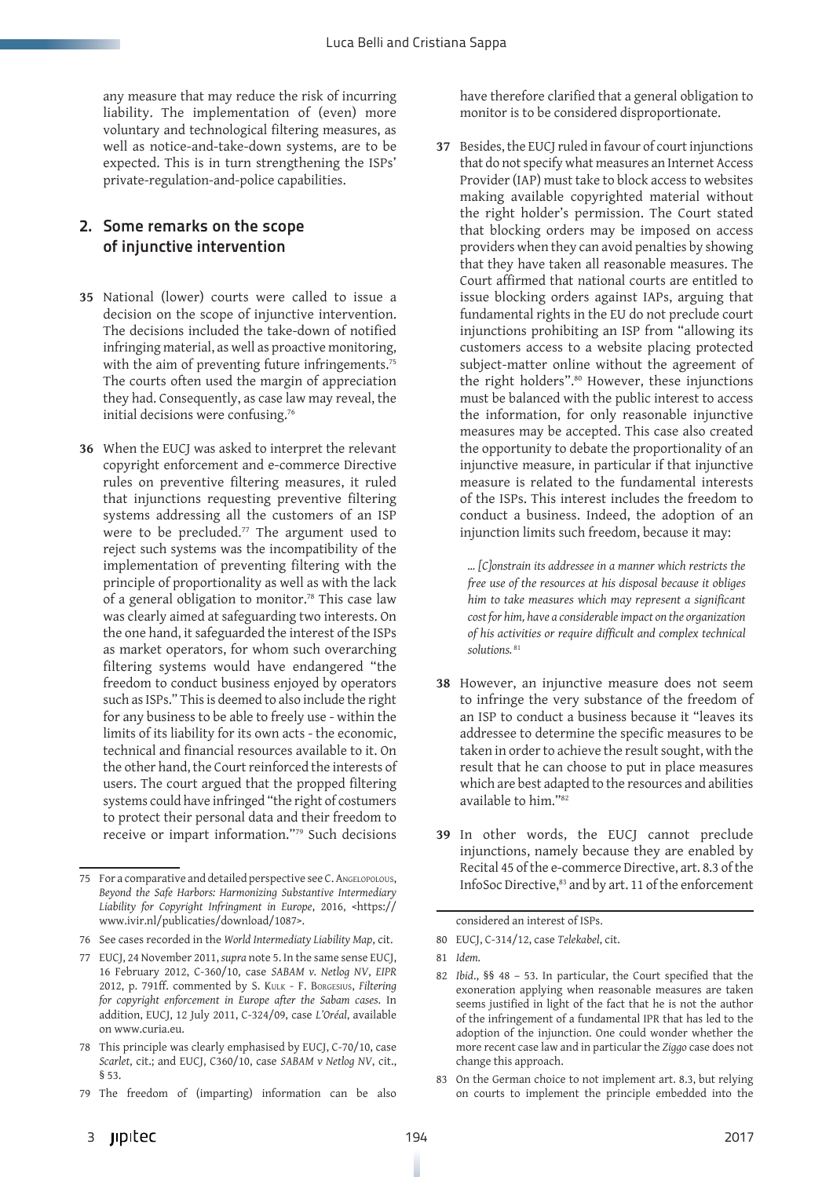any measure that may reduce the risk of incurring liability. The implementation of (even) more voluntary and technological filtering measures, as well as notice-and-take-down systems, are to be expected. This is in turn strengthening the ISPs' private-regulation-and-police capabilities.

## 2. Some remarks on the scope of injunctive intervention

**35** National (lower) courts were called to issue a decision on the scope of injunctive intervention. The decisions included the take-down of notified infringing material, as well as proactive monitoring, with the aim of preventing future infringements.[75] The courts often used the margin of appreciation they had. Consequently, as case law may reveal, the initial decisions were confusing.[76]

**36** When the EUCJ was asked to interpret the relevant copyright enforcement and e-commerce Directive rules on preventive filtering measures, it ruled that injunctions requesting preventive filtering systems addressing all the customers of an ISP were to be precluded.[77] The argument used to reject such systems was the incompatibility of the implementation of preventing filtering with the principle of proportionality as well as with the lack of a general obligation to monitor.[78] This case law was clearly aimed at safeguarding two interests. On the one hand, it safeguarded the interest of the ISPs as market operators, for whom such overarching filtering systems would have endangered "the freedom to conduct business enjoyed by operators such as ISPs." This is deemed to also include the right for any business to be able to freely use - within the limits of its liability for its own acts - the economic, technical and financial resources available to it. On the other hand, the Court reinforced the interests of users. The court argued that the propped filtering systems could have infringed "the right of costumers to protect their personal data and their freedom to receive or impart information."[79] Such decisions have therefore clarified that a general obligation to monitor is to be considered disproportionate.

**37** Besides, the EUCJ ruled in favour of court injunctions that do not specify what measures an Internet Access Provider (IAP) must take to block access to websites making available copyrighted material without the right holder's permission. The Court stated that blocking orders may be imposed on access providers when they can avoid penalties by showing that they have taken all reasonable measures. The Court affirmed that national courts are entitled to issue blocking orders against IAPs, arguing that fundamental rights in the EU do not preclude court injunctions prohibiting an ISP from "allowing its customers access to a website placing protected subject-matter online without the agreement of the right holders".[80] However, these injunctions must be balanced with the public interest to access the information, for only reasonable injunctive measures may be accepted. This case also created the opportunity to debate the proportionality of an injunctive measure, in particular if that injunctive measure is related to the fundamental interests of the ISPs. This interest includes the freedom to conduct a business. Indeed, the adoption of an injunction limits such freedom, because it may:

> *... [C]onstrain its addressee in a manner which restricts the free use of the resources at his disposal because it obliges him to take measures which may represent a significant cost for him, have a considerable impact on the organization of his activities or require difficult and complex technical solutions.* [81]

**38** However, an injunctive measure does not seem to infringe the very substance of the freedom of an ISP to conduct a business because it "leaves its addressee to determine the specific measures to be taken in order to achieve the result sought, with the result that he can choose to put in place measures which are best adapted to the resources and abilities available to him."[82]

**39** In other words, the EUCJ cannot preclude injunctions, namely because they are enabled by Recital 45 of the e-commerce Directive, art. 8.3 of the InfoSoc Directive,[83] and by art. 11 of the enforcement

---

75 For a comparative and detailed perspective see C. Angelopolous, *Beyond the Safe Harbors: Harmonizing Substantive Intermediary Liability for Copyright Infringment in Europe*, 2016, <https://www.ivir.nl/publicaties/download/1087>.

76 See cases recorded in the *World Intermediaty Liability Map*, cit.

77 EUCJ, 24 November 2011, *supra* note 5. In the same sense EUCJ, 16 February 2012, C-360/10, case *SABAM v. Netlog NV*, *EIPR* 2012, p. 791ff. commented by S. Kulk - F. Borgesius, *Filtering for copyright enforcement in Europe after the Sabam cases*. In addition, EUCJ, 12 July 2011, C-324/09, case *L'Oréal*, available on www.curia.eu.

78 This principle was clearly emphasised by EUCJ, C-70/10, case *Scarlet*, cit.; and EUCJ, C360/10, case *SABAM v Netlog NV*, cit., § 53.

79 The freedom of (imparting) information can be also considered an interest of ISPs.

80 EUCJ, C-314/12, case *Telekabel*, cit.

81 *Idem.*

82 *Ibid*., §§ 48 – 53. In particular, the Court specified that the exoneration applying when reasonable measures are taken seems justified in light of the fact that he is not the author of the infringement of a fundamental IPR that has led to the adoption of the injunction. One could wonder whether the more recent case law and in particular the *Ziggo* case does not change this approach.

83 On the German choice to not implement art. 8.3, but relying on courts to implement the principle embedded into the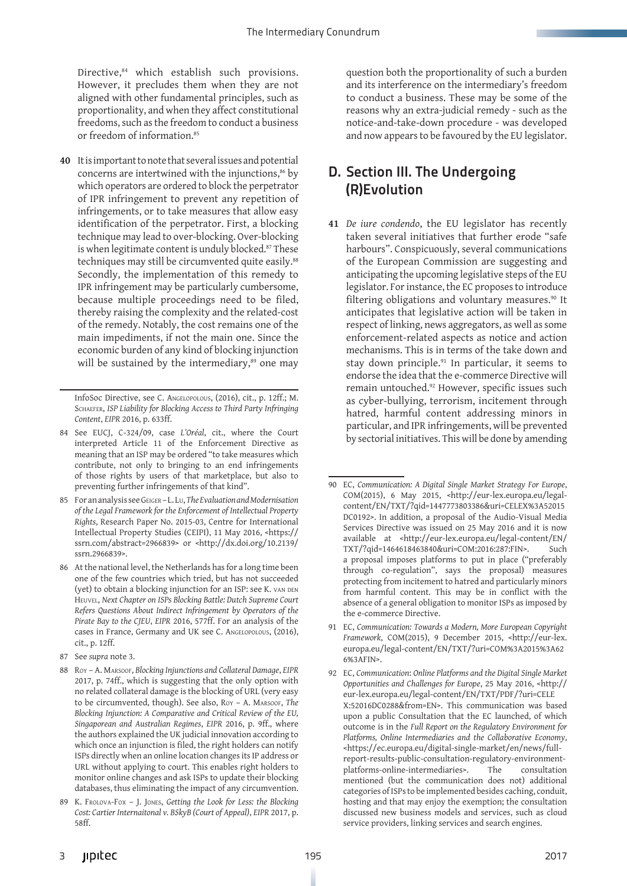Directive,[84] which establish such provisions. However, it precludes them when they are not aligned with other fundamental principles, such as proportionality, and when they affect constitutional freedoms, such as the freedom to conduct a business or freedom of information.[85]

**40** It is important to note that several issues and potential concerns are intertwined with the injunctions,[86] by which operators are ordered to block the perpetrator of IPR infringement to prevent any repetition of infringements, or to take measures that allow easy identification of the perpetrator. First, a blocking technique may lead to over-blocking. Over-blocking is when legitimate content is unduly blocked.[87] These techniques may still be circumvented quite easily.[88] Secondly, the implementation of this remedy to IPR infringement may be particularly cumbersome, because multiple proceedings need to be filed, thereby raising the complexity and the related-cost of the remedy. Notably, the cost remains one of the main impediments, if not the main one. Since the economic burden of any kind of blocking injunction will be sustained by the intermediary,[89] one may question both the proportionality of such a burden and its interference on the intermediary's freedom to conduct a business. These may be some of the reasons why an extra-judicial remedy - such as the notice-and-take-down procedure - was developed and now appears to be favoured by the EU legislator.

## D. Section III. The Undergoing (R)Evolution

**41** *De iure condendo*, the EU legislator has recently taken several initiatives that further erode "safe harbours". Conspicuously, several communications of the European Commission are suggesting and anticipating the upcoming legislative steps of the EU legislator. For instance, the EC proposes to introduce filtering obligations and voluntary measures.[90] It anticipates that legislative action will be taken in respect of linking, news aggregators, as well as some enforcement-related aspects as notice and action mechanisms. This is in terms of the take down and stay down principle.[91] In particular, it seems to endorse the idea that the e-commerce Directive will remain untouched.[92] However, specific issues such as cyber-bullying, terrorism, incitement through hatred, harmful content addressing minors in particular, and IPR infringements, will be prevented by sectorial initiatives. This will be done by amending

---

InfoSoc Directive, see C. Angelopolous, (2016), cit., p. 12ff.; M. Schaefer, *ISP Liability for Blocking Access to Third Party Infringing Content*, *EIPR* 2016, p. 633ff.

84 See EUCJ, C-324/09, case *L'Oréal*, cit., where the Court interpreted Article 11 of the Enforcement Directive as meaning that an ISP may be ordered "to take measures which contribute, not only to bringing to an end infringements of those rights by users of that marketplace, but also to preventing further infringements of that kind".

85 For an analysis see Geiger – L. Lu, *The Evaluation and Modernisation of the Legal Framework for the Enforcement of Intellectual Property Rights*, Research Paper No. 2015-03, Centre for International Intellectual Property Studies (CEIPI), 11 May 2016, <https://ssrn.com/abstract=2966839> or <http://dx.doi.org/10.2139/ssrn.2966839>.

86 At the national level, the Netherlands has for a long time been one of the few countries which tried, but has not succeeded (yet) to obtain a blocking injunction for an ISP: see K. van den Heuvel, *Next Chapter on ISPs Blocking Battle: Dutch Supreme Court Refers Questions About Indirect Infringement by Operators of the Pirate Bay to the CJEU*, *EIPR* 2016, 577ff. For an analysis of the cases in France, Germany and UK see C. Angelopolous, (2016), cit., p. 12ff.

87 See *supra* note 3.

88 Roy – A. Marsoof, *Blocking Injunctions and Collateral Damage*, *EIPR* 2017, p. 74ff., which is suggesting that the only option with no related collateral damage is the blocking of URL (very easy to be circumvented, though). See also, Roy – A. Marsoof, *The Blocking Injunction: A Comparative and Critical Review of the EU, Singaporean and Australian Regimes*, *EIPR* 2016, p. 9ff., where the authors explained the UK judicial innovation according to which once an injunction is filed, the right holders can notify ISPs directly when an online location changes its IP address or URL without applying to court. This enables right holders to monitor online changes and ask ISPs to update their blocking databases, thus eliminating the impact of any circumvention.

89 K. Frolova-Fox – J. Jones, *Getting the Look for Less: the Blocking Cost: Cartier Internaitonal v. BSkyB (Court of Appeal)*, *EIPR* 2017, p. 58ff.

90 EC, *Communication: A Digital Single Market Strategy For Europe*, COM(2015), 6 May 2015, <http://eur-lex.europa.eu/legal-content/EN/TXT/?qid=1447773803386&uri=CELEX%3A52015DC0192>. In addition, a proposal of the Audio-Visual Media Services Directive was issued on 25 May 2016 and it is now available at <http://eur-lex.europa.eu/legal-content/EN/TXT/?qid=1464618463840&uri=COM:2016:287:FIN>. Such a proposal imposes platforms to put in place ("preferably through co-regulation", says the proposal) measures protecting from incitement to hatred and particularly minors from harmful content. This may be in conflict with the absence of a general obligation to monitor ISPs as imposed by the e-commerce Directive.

91 EC, *Communication: Towards a Modern, More European Copyright Framework*, COM(2015), 9 December 2015, <http://eur-lex.europa.eu/legal-content/EN/TXT/?uri=COM%3A2015%3A626%3AFIN>.

92 EC, *Communication: Online Platforms and the Digital Single Market Opportunities and Challenges for Europe*, 25 May 2016, <http://eur-lex.europa.eu/legal-content/EN/TXT/PDF/?uri=CELEX:52016DC0288&from=EN>. This communication was based upon a public Consultation that the EC launched, of which outcome is in the *Full Report on the Regulatory Environment for Platforms, Online Intermediaries and the Collaborative Economy*, <https://ec.europa.eu/digital-single-market/en/news/full-report-results-public-consultation-regulatory-environment-platforms-online-intermediaries>. The consultation mentioned (but the communication does not) additional categories of ISPs to be implemented besides caching, conduit, hosting and that may enjoy the exemption; the consultation discussed new business models and services, such as cloud service providers, linking services and search engines.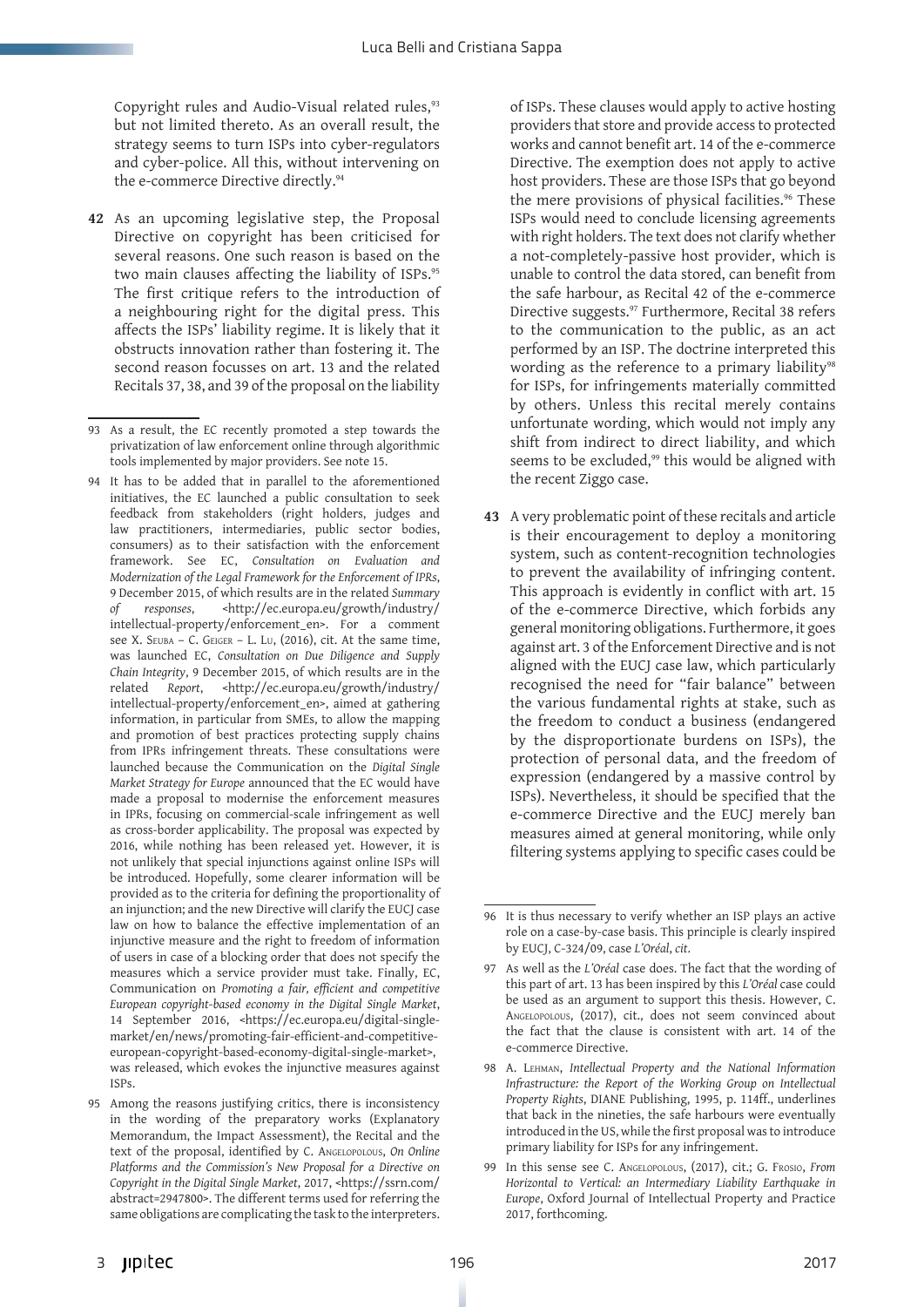Copyright rules and Audio-Visual related rules,[93] but not limited thereto. As an overall result, the strategy seems to turn ISPs into cyber-regulators and cyber-police. All this, without intervening on the e-commerce Directive directly.[94]

**42** As an upcoming legislative step, the Proposal Directive on copyright has been criticised for several reasons. One such reason is based on the two main clauses affecting the liability of ISPs.[95] The first critique refers to the introduction of a neighbouring right for the digital press. This affects the ISPs' liability regime. It is likely that it obstructs innovation rather than fostering it. The second reason focusses on art. 13 and the related Recitals 37, 38, and 39 of the proposal on the liability of ISPs. These clauses would apply to active hosting providers that store and provide access to protected works and cannot benefit art. 14 of the e-commerce Directive. The exemption does not apply to active host providers. These are those ISPs that go beyond the mere provisions of physical facilities.[96] These ISPs would need to conclude licensing agreements with right holders. The text does not clarify whether a not-completely-passive host provider, which is unable to control the data stored, can benefit from the safe harbour, as Recital 42 of the e-commerce Directive suggests.[97] Furthermore, Recital 38 refers to the communication to the public, as an act performed by an ISP. The doctrine interpreted this wording as the reference to a primary liability[98] for ISPs, for infringements materially committed by others. Unless this recital merely contains unfortunate wording, which would not imply any shift from indirect to direct liability, and which seems to be excluded,[99] this would be aligned with the recent Ziggo case.

**43** A very problematic point of these recitals and article is their encouragement to deploy a monitoring system, such as content-recognition technologies to prevent the availability of infringing content. This approach is evidently in conflict with art. 15 of the e-commerce Directive, which forbids any general monitoring obligations. Furthermore, it goes against art. 3 of the Enforcement Directive and is not aligned with the EUCJ case law, which particularly recognised the need for "fair balance" between the various fundamental rights at stake, such as the freedom to conduct a business (endangered by the disproportionate burdens on ISPs), the protection of personal data, and the freedom of expression (endangered by a massive control by ISPs). Nevertheless, it should be specified that the e-commerce Directive and the EUCJ merely ban measures aimed at general monitoring, while only filtering systems applying to specific cases could be

---

93 As a result, the EC recently promoted a step towards the privatization of law enforcement online through algorithmic tools implemented by major providers. See note 15.

94 It has to be added that in parallel to the aforementioned initiatives, the EC launched a public consultation to seek feedback from stakeholders (right holders, judges and law practitioners, intermediaries, public sector bodies, consumers) as to their satisfaction with the enforcement framework. See EC, *Consultation on Evaluation and Modernization of the Legal Framework for the Enforcement of IPRs*, 9 December 2015, of which results are in the related *Summary of responses*, <http://ec.europa.eu/growth/industry/intellectual-property/enforcement_en>. For a comment see X. Seuba – C. Geiger – L. Lu, (2016), cit. At the same time, was launched EC, *Consultation on Due Diligence and Supply Chain Integrity*, 9 December 2015, of which results are in the related *Report*, <http://ec.europa.eu/growth/industry/intellectual-property/enforcement_en>, aimed at gathering information, in particular from SMEs, to allow the mapping and promotion of best practices protecting supply chains from IPRs infringement threats. These consultations were launched because the Communication on the *Digital Single Market Strategy for Europe* announced that the EC would have made a proposal to modernise the enforcement measures in IPRs, focusing on commercial-scale infringement as well as cross-border applicability. The proposal was expected by 2016, while nothing has been released yet. However, it is not unlikely that special injunctions against online ISPs will be introduced. Hopefully, some clearer information will be provided as to the criteria for defining the proportionality of an injunction; and the new Directive will clarify the EUCJ case law on how to balance the effective implementation of an injunctive measure and the right to freedom of information of users in case of a blocking order that does not specify the measures which a service provider must take. Finally, EC, Communication on *Promoting a fair, efficient and competitive European copyright-based economy in the Digital Single Market*, 14 September 2016, <https://ec.europa.eu/digital-single-market/en/news/promoting-fair-efficient-and-competitive-european-copyright-based-economy-digital-single-market>, was released, which evokes the injunctive measures against ISPs.

95 Among the reasons justifying critics, there is inconsistency in the wording of the preparatory works (Explanatory Memorandum, the Impact Assessment), the Recital and the text of the proposal, identified by C. Angelopolous, *On Online Platforms and the Commission's New Proposal for a Directive on Copyright in the Digital Single Market*, 2017, <https://ssrn.com/abstract=2947800>. The different terms used for referring the same obligations are complicating the task to the interpreters.

96 It is thus necessary to verify whether an ISP plays an active role on a case-by-case basis. This principle is clearly inspired by EUCJ, C-324/09, case *L'Oréal*, *cit*.

97 As well as the *L'Oréal* case does. The fact that the wording of this part of art. 13 has been inspired by this *L'Oréal* case could be used as an argument to support this thesis. However, C. Angelopolous, (2017), cit., does not seem convinced about the fact that the clause is consistent with art. 14 of the e-commerce Directive.

98 A. Lehman, *Intellectual Property and the National Information Infrastructure: the Report of the Working Group on Intellectual Property Rights*, DIANE Publishing, 1995, p. 114ff., underlines that back in the nineties, the safe harbours were eventually introduced in the US, while the first proposal was to introduce primary liability for ISPs for any infringement.

99 In this sense see C. Angelopolous, (2017), cit.; G. Frosio, *From Horizontal to Vertical: an Intermediary Liability Earthquake in Europe*, Oxford Journal of Intellectual Property and Practice 2017, forthcoming.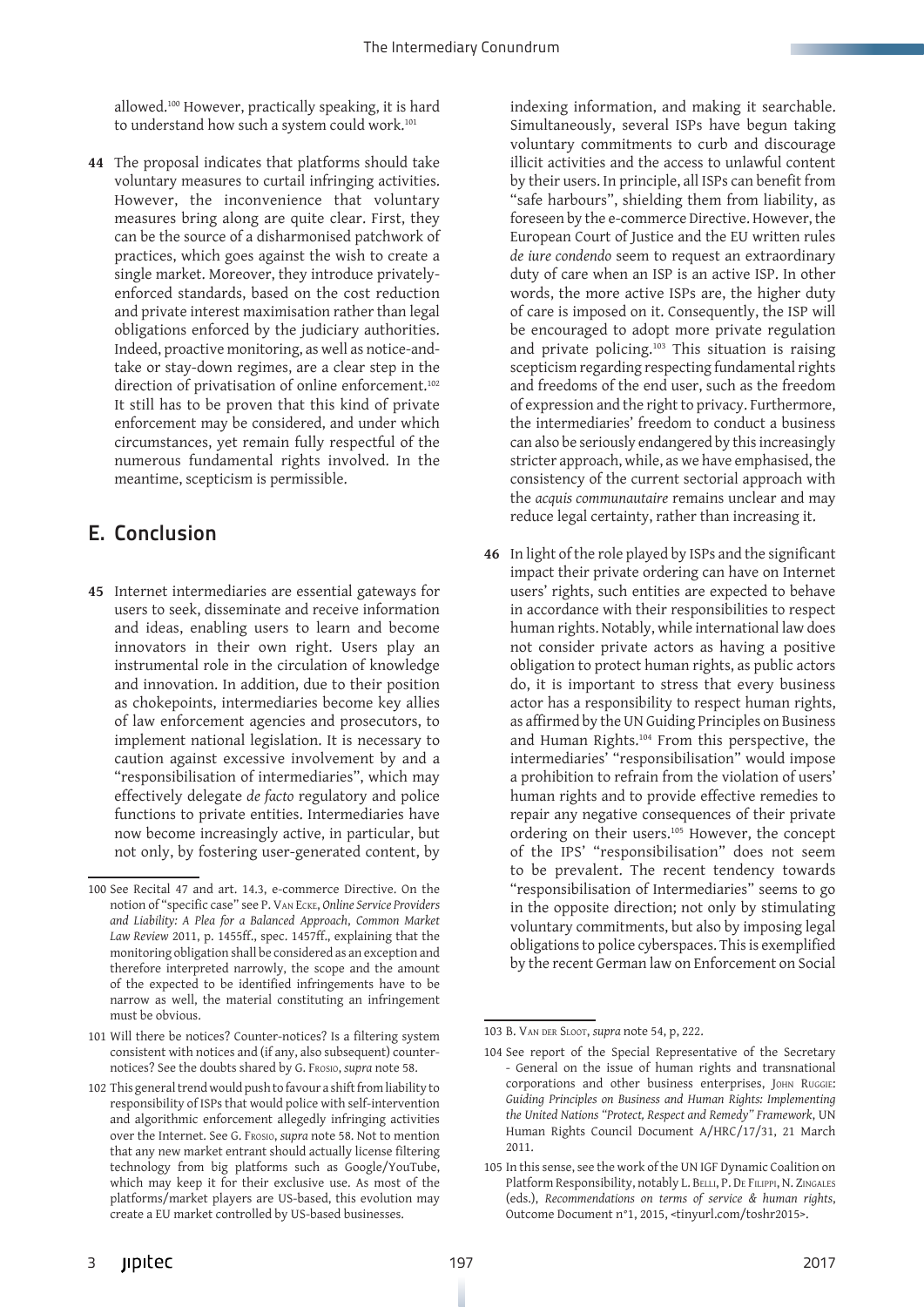allowed.[100] However, practically speaking, it is hard to understand how such a system could work.[101]

**44** The proposal indicates that platforms should take voluntary measures to curtail infringing activities. However, the inconvenience that voluntary measures bring along are quite clear. First, they can be the source of a disharmonised patchwork of practices, which goes against the wish to create a single market. Moreover, they introduce privately-enforced standards, based on the cost reduction and private interest maximisation rather than legal obligations enforced by the judiciary authorities. Indeed, proactive monitoring, as well as notice-and-take or stay-down regimes, are a clear step in the direction of privatisation of online enforcement.[102] It still has to be proven that this kind of private enforcement may be considered, and under which circumstances, yet remain fully respectful of the numerous fundamental rights involved. In the meantime, scepticism is permissible.

## E. Conclusion

**45** Internet intermediaries are essential gateways for users to seek, disseminate and receive information and ideas, enabling users to learn and become innovators in their own right. Users play an instrumental role in the circulation of knowledge and innovation. In addition, due to their position as chokepoints, intermediaries become key allies of law enforcement agencies and prosecutors, to implement national legislation. It is necessary to caution against excessive involvement by and a "responsibilisation of intermediaries", which may effectively delegate *de facto* regulatory and police functions to private entities. Intermediaries have now become increasingly active, in particular, but not only, by fostering user-generated content, by indexing information, and making it searchable. Simultaneously, several ISPs have begun taking voluntary commitments to curb and discourage illicit activities and the access to unlawful content by their users. In principle, all ISPs can benefit from "safe harbours", shielding them from liability, as foreseen by the e-commerce Directive. However, the European Court of Justice and the EU written rules *de iure condendo* seem to request an extraordinary duty of care when an ISP is an active ISP. In other words, the more active ISPs are, the higher duty of care is imposed on it. Consequently, the ISP will be encouraged to adopt more private regulation and private policing.[103] This situation is raising scepticism regarding respecting fundamental rights and freedoms of the end user, such as the freedom of expression and the right to privacy. Furthermore, the intermediaries' freedom to conduct a business can also be seriously endangered by this increasingly stricter approach, while, as we have emphasised, the consistency of the current sectorial approach with the *acquis communautaire* remains unclear and may reduce legal certainty, rather than increasing it.

**46** In light of the role played by ISPs and the significant impact their private ordering can have on Internet users' rights, such entities are expected to behave in accordance with their responsibilities to respect human rights. Notably, while international law does not consider private actors as having a positive obligation to protect human rights, as public actors do, it is important to stress that every business actor has a responsibility to respect human rights, as affirmed by the UN Guiding Principles on Business and Human Rights.[104] From this perspective, the intermediaries' "responsibilisation" would impose a prohibition to refrain from the violation of users' human rights and to provide effective remedies to repair any negative consequences of their private ordering on their users.[105] However, the concept of the IPS' "responsibilisation" does not seem to be prevalent. The recent tendency towards "responsibilisation of Intermediaries" seems to go in the opposite direction; not only by stimulating voluntary commitments, but also by imposing legal obligations to police cyberspaces. This is exemplified by the recent German law on Enforcement on Social

---

100 See Recital 47 and art. 14.3, e-commerce Directive. On the notion of "specific case" see P. Van Ecke, *Online Service Providers and Liability: A Plea for a Balanced Approach*, *Common Market Law Review* 2011, p. 1455ff., spec. 1457ff., explaining that the monitoring obligation shall be considered as an exception and therefore interpreted narrowly, the scope and the amount of the expected to be identified infringements have to be narrow as well, the material constituting an infringement must be obvious.

101 Will there be notices? Counter-notices? Is a filtering system consistent with notices and (if any, also subsequent) counter-notices? See the doubts shared by G. Frosio, *supra* note 58.

102 This general trend would push to favour a shift from liability to responsibility of ISPs that would police with self-intervention and algorithmic enforcement allegedly infringing activities over the Internet. See G. Frosio, *supra* note 58. Not to mention that any new market entrant should actually license filtering technology from big platforms such as Google/YouTube, which may keep it for their exclusive use. As most of the platforms/market players are US-based, this evolution may create a EU market controlled by US-based businesses.

103 B. Van der Sloot, *supra* note 54, p, 222.

104 See report of the Special Representative of the Secretary - General on the issue of human rights and transnational corporations and other business enterprises, John Ruggie: *Guiding Principles on Business and Human Rights: Implementing the United Nations "Protect, Respect and Remedy" Framework*, UN Human Rights Council Document A/HRC/17/31, 21 March 2011.

105 In this sense, see the work of the UN IGF Dynamic Coalition on Platform Responsibility, notably L. Belli, P. De Filippi, N. Zingales (eds.), *Recommendations on terms of service & human rights*, Outcome Document n°1, 2015, <tinyurl.com/toshr2015>.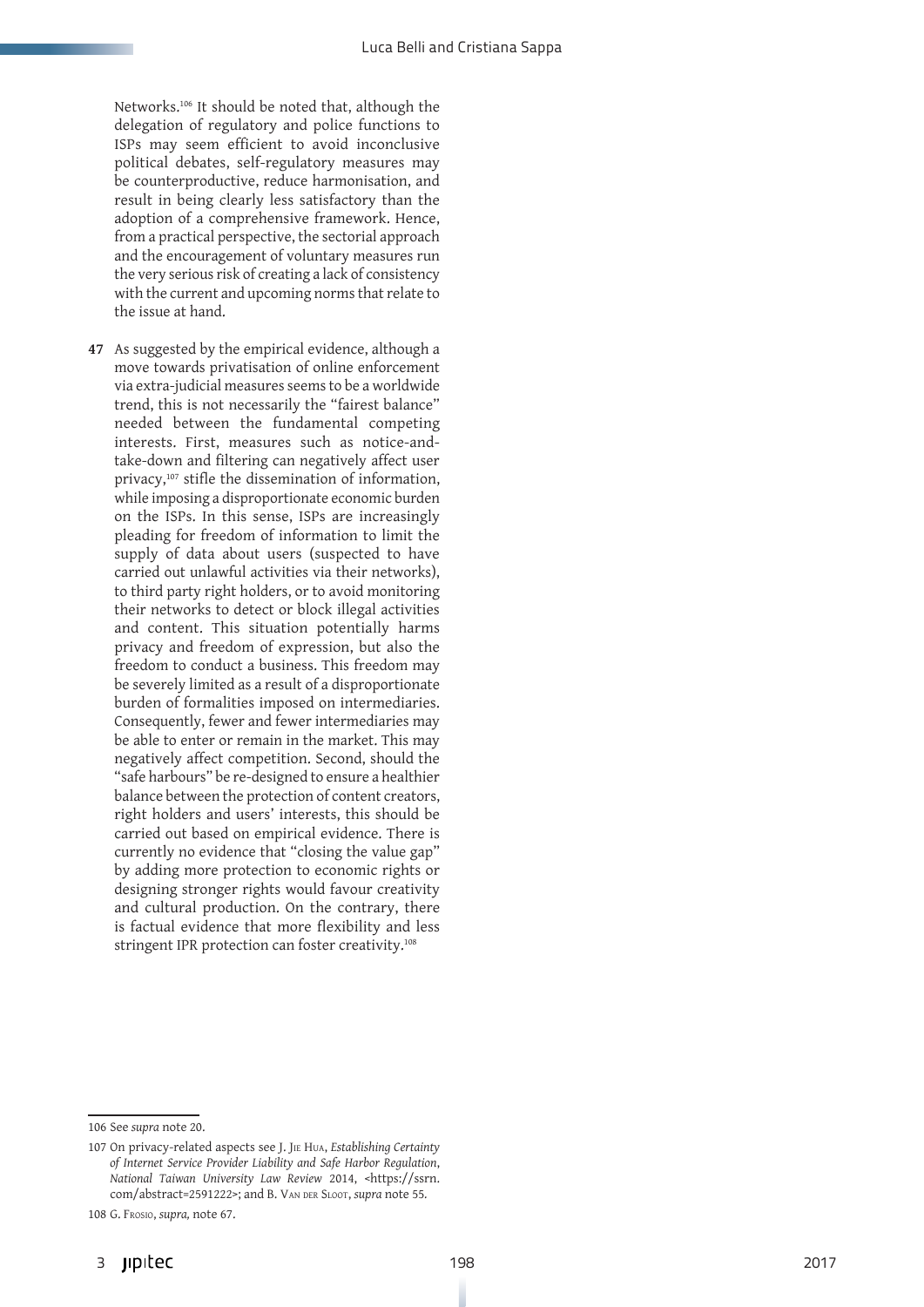Networks.[106] It should be noted that, although the delegation of regulatory and police functions to ISPs may seem efficient to avoid inconclusive political debates, self-regulatory measures may be counterproductive, reduce harmonisation, and result in being clearly less satisfactory than the adoption of a comprehensive framework. Hence, from a practical perspective, the sectorial approach and the encouragement of voluntary measures run the very serious risk of creating a lack of consistency with the current and upcoming norms that relate to the issue at hand.

**47** As suggested by the empirical evidence, although a move towards privatisation of online enforcement via extra-judicial measures seems to be a worldwide trend, this is not necessarily the "fairest balance" needed between the fundamental competing interests. First, measures such as notice-and-take-down and filtering can negatively affect user privacy,[107] stifle the dissemination of information, while imposing a disproportionate economic burden on the ISPs. In this sense, ISPs are increasingly pleading for freedom of information to limit the supply of data about users (suspected to have carried out unlawful activities via their networks), to third party right holders, or to avoid monitoring their networks to detect or block illegal activities and content. This situation potentially harms privacy and freedom of expression, but also the freedom to conduct a business. This freedom may be severely limited as a result of a disproportionate burden of formalities imposed on intermediaries. Consequently, fewer and fewer intermediaries may be able to enter or remain in the market. This may negatively affect competition. Second, should the "safe harbours" be re-designed to ensure a healthier balance between the protection of content creators, right holders and users' interests, this should be carried out based on empirical evidence. There is currently no evidence that "closing the value gap" by adding more protection to economic rights or designing stronger rights would favour creativity and cultural production. On the contrary, there is factual evidence that more flexibility and less stringent IPR protection can foster creativity.[108]

---

106 See *supra* note 20.

107 On privacy-related aspects see J. Jie Hua, *Establishing Certainty of Internet Service Provider Liability and Safe Harbor Regulation*, *National Taiwan University Law Review* 2014, <https://ssrn.com/abstract=2591222>; and B. Van der Sloot, *supra* note 55.

108 G. Frosio, *supra,* note 67.